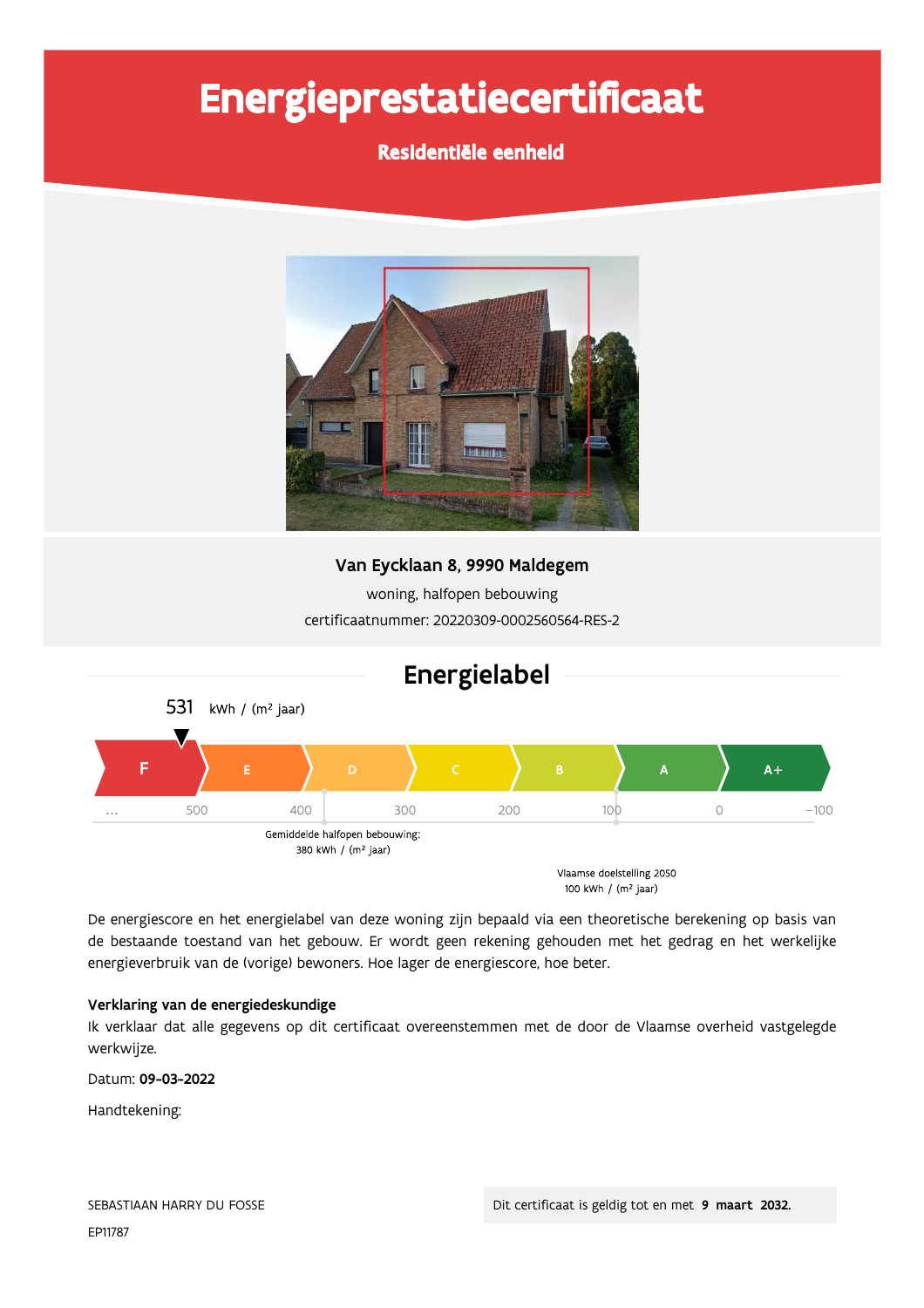# Energieprestatiecertificaat

**Residentiële eenheid**

**Van Eycklaan 8, 9990 Maldegem**

woning, halfopen bebouwing

certificaatnummer: 20220309-0002560564-RES-2

## Energielabel

531 kWh / (m² jaar)

F | E | D | C | B | A | A+

... 500 400 300 200 100 0 -100

Gemiddelde halfopen bebouwing: 380 kWh / (m² jaar)

Vlaamse doelstelling 2050 100 kWh / (m² jaar)

De energiescore en het energielabel van deze woning zijn bepaald via een theoretische berekening op basis van de bestaande toestand van het gebouw. Er wordt geen rekening gehouden met het gedrag en het werkelijke energieverbruik van de (vorige) bewoners. Hoe lager de energiescore, hoe beter.

**Verklaring van de energiedeskundige**

Ik verklaar dat alle gegevens op dit certificaat overeenstemmen met de door de Vlaamse overheid vastgelegde werkwijze.

Datum: **09-03-2022**

Handtekening:

SEBASTIAAN HARRY DU FOSSE

EP11787

Dit certificaat is geldig tot en met **9 maart 2032.**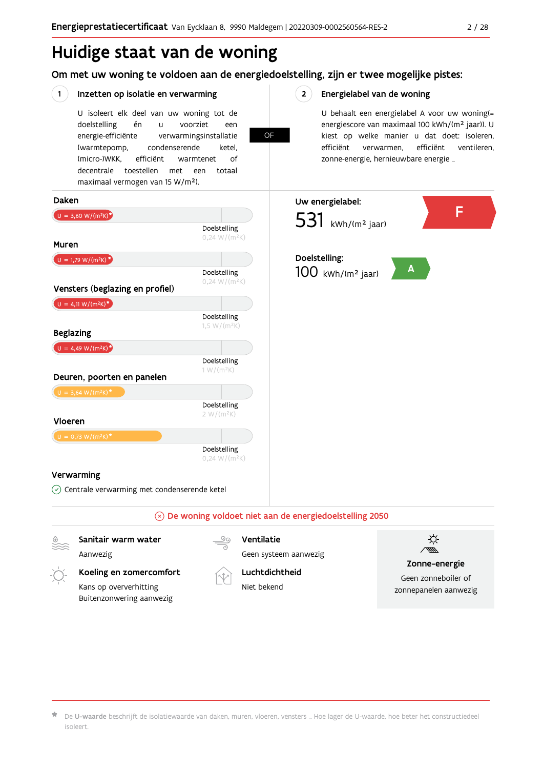# Huidige staat van de woning

## Om met uw woning te voldoen aan de energiedoelstelling, zijn er twee mogelijke pistes:

### 1 Inzetten op isolatie en verwarming

U isoleert elk deel van uw woning tot de doelstelling én u voorziet een energie-efficiënte verwarmingsinstallatie (warmtepomp, condenserende ketel, (micro-)WKK, efficiënt warmtenet of decentrale toestellen met een totaal maximaal vermogen van 15 W/m²).

**OF**

### 2 Energielabel van de woning

U behaalt een energielabel A voor uw woning(= energiescore van maximaal 100 kWh/(m² jaar)). U kiest op welke manier u dat doet: isoleren, efficiënt verwarmen, efficiënt ventileren, zonne-energie, hernieuwbare energie …

**Daken**
U = 3,60 W/(m²K)*
Doelstelling 0,24 W/(m²K)

**Muren**
U = 1,79 W/(m²K)*
Doelstelling 0,24 W/(m²K)

**Vensters (beglazing en profiel)**
U = 4,11 W/(m²K)*
Doelstelling 1,5 W/(m²K)

**Beglazing**
U = 4,49 W/(m²K)*
Doelstelling 1 W/(m²K)

**Deuren, poorten en panelen**
U = 3,64 W/(m²K)*
Doelstelling 2 W/(m²K)

**Vloeren**
U = 0,73 W/(m²K)*
Doelstelling 0,24 W/(m²K)

**Verwarming**
Centrale verwarming met condenserende ketel

**Uw energielabel:** F
531 kWh/(m² jaar)

**Doelstelling:** A
100 kWh/(m² jaar)

**De woning voldoet niet aan de energiedoelstelling 2050**

**Sanitair warm water**
Aanwezig

**Koeling en zomercomfort**
Kans op oververhitting
Buitenzonwering aanwezig

**Ventilatie**
Geen systeem aanwezig

**Luchtdichtheid**
Niet bekend

**Zonne-energie**
Geen zonneboiler of zonnepanelen aanwezig

* De **U-waarde** beschrijft de isolatiewaarde van daken, muren, vloeren, vensters … Hoe lager de U-waarde, hoe beter het constructiedeel isoleert.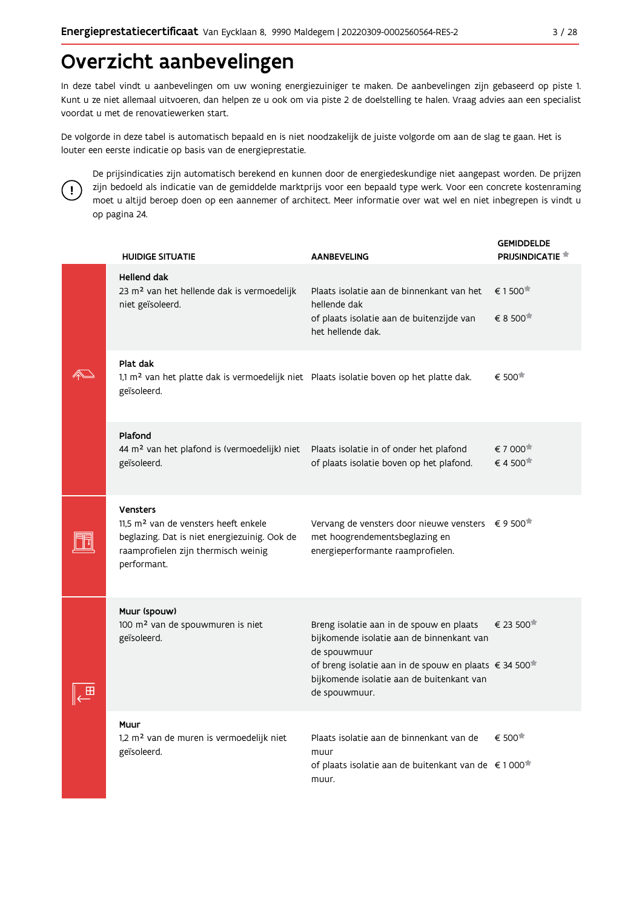# Overzicht aanbevelingen

In deze tabel vindt u aanbevelingen om uw woning energiezuiniger te maken. De aanbevelingen zijn gebaseerd op piste 1. Kunt u ze niet allemaal uitvoeren, dan helpen ze u ook om via piste 2 de doelstelling te halen. Vraag advies aan een specialist voordat u met de renovatiewerken start.

De volgorde in deze tabel is automatisch bepaald en is niet noodzakelijk de juiste volgorde om aan de slag te gaan. Het is louter een eerste indicatie op basis van de energieprestatie.

De prijsindicaties zijn automatisch berekend en kunnen door de energiedeskundige niet aangepast worden. De prijzen zijn bedoeld als indicatie van de gemiddelde marktprijs voor een bepaald type werk. Voor een concrete kostenraming moet u altijd beroep doen op een aannemer of architect. Meer informatie over wat wel en niet inbegrepen is vindt u op pagina 24.

| HUIDIGE SITUATIE | AANBEVELING | GEMIDDELDE PRIJSINDICATIE * |
|---|---|---|
| **Hellend dak**<br>23 m² van het hellende dak is vermoedelijk niet geïsoleerd. | Plaats isolatie aan de binnenkant van het hellende dak<br>of plaats isolatie aan de buitenzijde van het hellende dak. | € 1 500*<br>€ 8 500* |
| **Plat dak**<br>1,1 m² van het platte dak is vermoedelijk niet geïsoleerd. | Plaats isolatie boven op het platte dak. | € 500* |
| **Plafond**<br>44 m² van het plafond is (vermoedelijk) niet geïsoleerd. | Plaats isolatie in of onder het plafond<br>of plaats isolatie boven op het plafond. | € 7 000*<br>€ 4 500* |
| **Vensters**<br>11,5 m² van de vensters heeft enkele beglazing. Dat is niet energiezuinig. Ook de raamprofielen zijn thermisch weinig performant. | Vervang de vensters door nieuwe vensters met hoogrendementsbeglazing en energieperformante raamprofielen. | € 9 500* |
| **Muur (spouw)**<br>100 m² van de spouwmuren is niet geïsoleerd. | Breng isolatie aan in de spouw en plaats bijkomende isolatie aan de binnenkant van de spouwmuur<br>of breng isolatie aan in de spouw en plaats bijkomende isolatie aan de buitenkant van de spouwmuur. | € 23 500*<br>€ 34 500* |
| **Muur**<br>1,2 m² van de muren is vermoedelijk niet geïsoleerd. | Plaats isolatie aan de binnenkant van de muur<br>of plaats isolatie aan de buitenkant van de muur. | € 500*<br>€ 1 000* |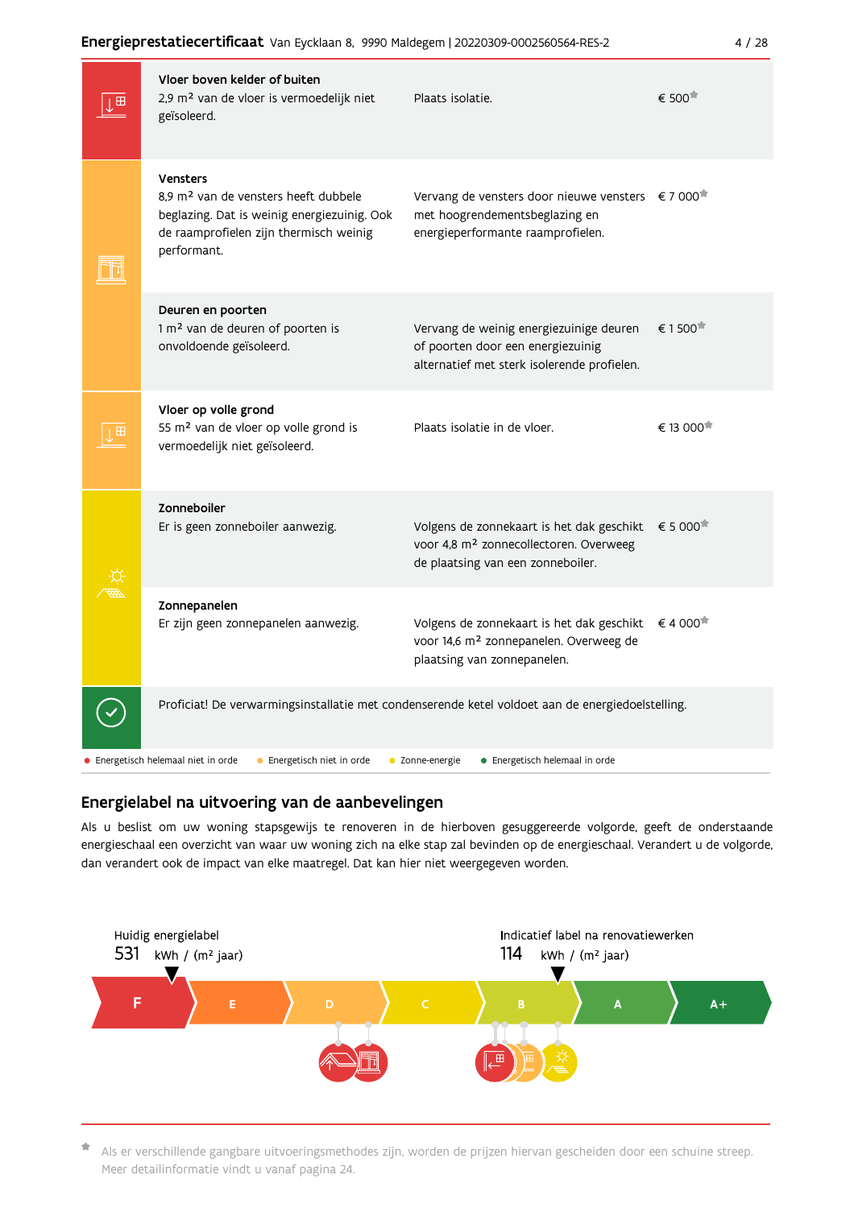| Onderdeel | Huidige toestand | Aanbeveling | Kostprijs |
|---|---|---|---|
| **Vloer boven kelder of buiten** | 2,9 m² van de vloer is vermoedelijk niet geïsoleerd. | Plaats isolatie. | € 500* |
| **Vensters** | 8,9 m² van de vensters heeft dubbele beglazing. Dat is weinig energiezuinig. Ook de raamprofielen zijn thermisch weinig performant. | Vervang de vensters door nieuwe vensters met hoogrendementsbeglazing en energieperformante raamprofielen. | € 7 000* |
| **Deuren en poorten** | 1 m² van de deuren of poorten is onvoldoende geïsoleerd. | Vervang de weinig energiezuinige deuren of poorten door een energiezuinig alternatief met sterk isolerende profielen. | € 1 500* |
| **Vloer op volle grond** | 55 m² van de vloer op volle grond is vermoedelijk niet geïsoleerd. | Plaats isolatie in de vloer. | € 13 000* |
| **Zonneboiler** | Er is geen zonneboiler aanwezig. | Volgens de zonnekaart is het dak geschikt voor 4,8 m² zonnecollectoren. Overweeg de plaatsing van een zonneboiler. | € 5 000* |
| **Zonnepanelen** | Er zijn geen zonnepanelen aanwezig. | Volgens de zonnekaart is het dak geschikt voor 14,6 m² zonnepanelen. Overweeg de plaatsing van zonnepanelen. | € 4 000* |

Proficiat! De verwarmingsinstallatie met condenserende ketel voldoet aan de energiedoelstelling.

● Energetisch helemaal niet in orde ● Energetisch niet in orde ● Zonne-energie ● Energetisch helemaal in orde

## Energielabel na uitvoering van de aanbevelingen

Als u beslist om uw woning stapsgewijs te renoveren in de hierboven gesuggereerde volgorde, geeft de onderstaande energieschaal een overzicht van waar uw woning zich na elke stap zal bevinden op de energieschaal. Verandert u de volgorde, dan verandert ook de impact van elke maatregel. Dat kan hier niet weergegeven worden.

Huidig energielabel
531 kWh / (m² jaar)

Indicatief label na renovatiewerken
114 kWh / (m² jaar)

F | E | D | C | B | A | A+

* Als er verschillende gangbare uitvoeringsmethodes zijn, worden de prijzen hiervan gescheiden door een schuine streep. Meer detailinformatie vindt u vanaf pagina 24.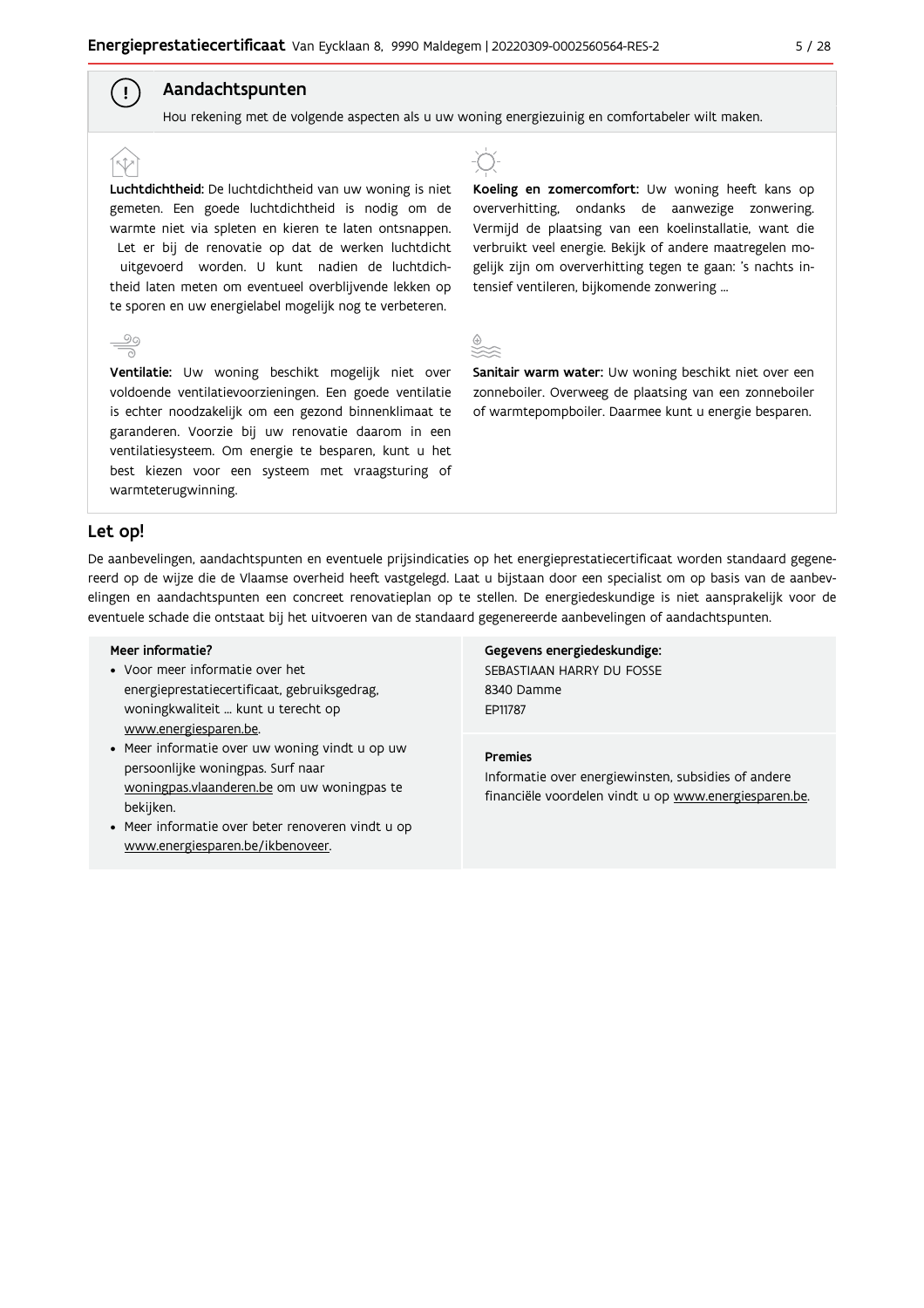## Aandachtspunten

Hou rekening met de volgende aspecten als u uw woning energiezuinig en comfortabeler wilt maken.

**Luchtdichtheid:** De luchtdichtheid van uw woning is niet gemeten. Een goede luchtdichtheid is nodig om de warmte niet via spleten en kieren te laten ontsnappen. Let er bij de renovatie op dat de werken luchtdicht uitgevoerd worden. U kunt nadien de luchtdichtheid laten meten om eventueel overblijvende lekken op te sporen en uw energielabel mogelijk nog te verbeteren.

**Ventilatie:** Uw woning beschikt mogelijk niet over voldoende ventilatievoorzieningen. Een goede ventilatie is echter noodzakelijk om een gezond binnenklimaat te garanderen. Voorzie bij uw renovatie daarom in een ventilatiesysteem. Om energie te besparen, kunt u het best kiezen voor een systeem met vraagsturing of warmteterugwinning.

**Koeling en zomercomfort:** Uw woning heeft kans op oververhitting, ondanks de aanwezige zonwering. Vermijd de plaatsing van een koelinstallatie, want die verbruikt veel energie. Bekijk of andere maatregelen mogelijk zijn om oververhitting tegen te gaan: 's nachts intensief ventileren, bijkomende zonwering ...

**Sanitair warm water:** Uw woning beschikt niet over een zonneboiler. Overweeg de plaatsing van een zonneboiler of warmtepompboiler. Daarmee kunt u energie besparen.

## Let op!

De aanbevelingen, aandachtspunten en eventuele prijsindicaties op het energieprestatiecertificaat worden standaard gegenereerd op de wijze die de Vlaamse overheid heeft vastgelegd. Laat u bijstaan door een specialist om op basis van de aanbevelingen en aandachtspunten een concreet renovatieplan op te stellen. De energiedeskundige is niet aansprakelijk voor de eventuele schade die ontstaat bij het uitvoeren van de standaard gegenereerde aanbevelingen of aandachtspunten.

**Meer informatie?**

- Voor meer informatie over het energieprestatiecertificaat, gebruiksgedrag, woningkwaliteit ... kunt u terecht op www.energiesparen.be.
- Meer informatie over uw woning vindt u op uw persoonlijke woningpas. Surf naar woningpas.vlaanderen.be om uw woningpas te bekijken.
- Meer informatie over beter renoveren vindt u op www.energiesparen.be/ikbenoveer.

**Gegevens energiedeskundige:**

SEBASTIAAN HARRY DU FOSSE
8340 Damme
EP11787

**Premies**

Informatie over energiewinsten, subsidies of andere financiële voordelen vindt u op www.energiesparen.be.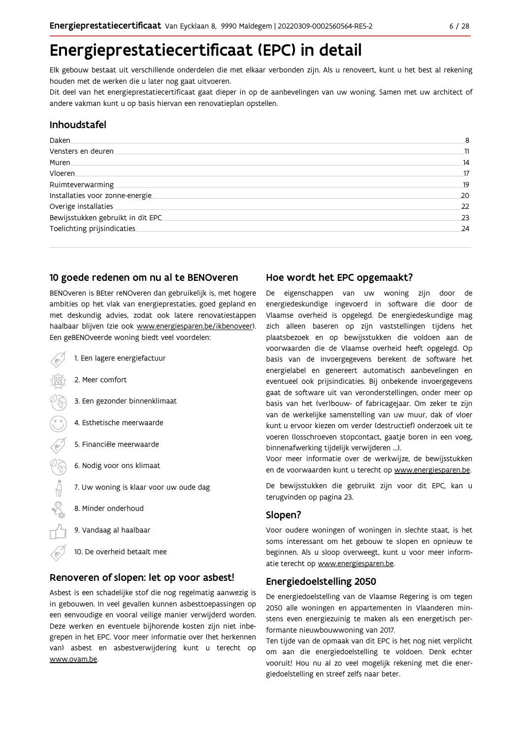# Energieprestatiecertificaat (EPC) in detail

Elk gebouw bestaat uit verschillende onderdelen die met elkaar verbonden zijn. Als u renoveert, kunt u het best al rekening houden met de werken die u later nog gaat uitvoeren.

Dit deel van het energieprestatiecertificaat gaat dieper in op de aanbevelingen van uw woning. Samen met uw architect of andere vakman kunt u op basis hiervan een renovatieplan opstellen.

## Inhoudstafel

| | |
|---|---|
| Daken | 8 |
| Vensters en deuren | 11 |
| Muren | 14 |
| Vloeren | 17 |
| Ruimteverwarming | 19 |
| Installaties voor zonne-energie | 20 |
| Overige installaties | 22 |
| Bewijsstukken gebruikt in dit EPC | 23 |
| Toelichting prijsindicaties | 24 |

## 10 goede redenen om nu al te BENOveren

BENOveren is BEter reNOveren dan gebruikelijk is, met hogere ambities op het vlak van energieprestaties, goed gepland en met deskundig advies, zodat ook latere renovatiestappen haalbaar blijven (zie ook www.energiesparen.be/ikbenoveer). Een geBENOveerde woning biedt veel voordelen:

1. Een lagere energiefactuur
2. Meer comfort
3. Een gezonder binnenklimaat
4. Esthetische meerwaarde
5. Financiële meerwaarde
6. Nodig voor ons klimaat
7. Uw woning is klaar voor uw oude dag
8. Minder onderhoud
9. Vandaag al haalbaar
10. De overheid betaalt mee

## Renoveren of slopen: let op voor asbest!

Asbest is een schadelijke stof die nog regelmatig aanwezig is in gebouwen. In veel gevallen kunnen asbesttoepassingen op een eenvoudige en vooral veilige manier verwijderd worden. Deze werken en eventuele bijhorende kosten zijn niet inbegrepen in het EPC. Voor meer informatie over (het herkennen van) asbest en asbestverwijdering kunt u terecht op www.ovam.be.

## Hoe wordt het EPC opgemaakt?

De eigenschappen van uw woning zijn door de energiedeskundige ingevoerd in software die door de Vlaamse overheid is opgelegd. De energiedeskundige mag zich alleen baseren op zijn vaststellingen tijdens het plaatsbezoek en op bewijsstukken die voldoen aan de voorwaarden die de Vlaamse overheid heeft opgelegd. Op basis van de invoergegevens berekent de software het energielabel en genereert automatisch aanbevelingen en eventueel ook prijsindicaties. Bij onbekende invoergegevens gaat de software uit van veronderstellingen, onder meer op basis van het (ver)bouw- of fabricagejaar. Om zeker te zijn van de werkelijke samenstelling van uw muur, dak of vloer kunt u ervoor kiezen om verder (destructief) onderzoek uit te voeren (losschroeven stopcontact, gaatje boren in een voeg, binnenafwerking tijdelijk verwijderen ...).

Voor meer informatie over de werkwijze, de bewijsstukken en de voorwaarden kunt u terecht op www.energiesparen.be.

De bewijsstukken die gebruikt zijn voor dit EPC, kan u terugvinden op pagina 23.

## Slopen?

Voor oudere woningen of woningen in slechte staat, is het soms interessant om het gebouw te slopen en opnieuw te beginnen. Als u sloop overweegt, kunt u voor meer informatie terecht op www.energiesparen.be.

## Energiedoelstelling 2050

De energiedoelstelling van de Vlaamse Regering is om tegen 2050 alle woningen en appartementen in Vlaanderen minstens even energiezuinig te maken als een energetisch performante nieuwbouwwoning van 2017.

Ten tijde van de opmaak van dit EPC is het nog niet verplicht om aan die energiedoelstelling te voldoen. Denk echter vooruit! Hou nu al zo veel mogelijk rekening met die energiedoelstelling en streef zelfs naar beter.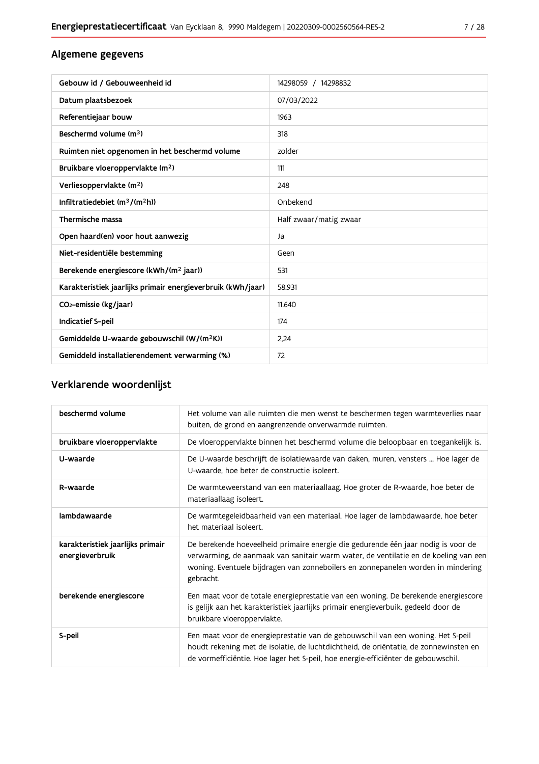## Algemene gegevens

| Gebouw id / Gebouweenheid id | 14298059 / 14298832 |
|---|---|
| Datum plaatsbezoek | 07/03/2022 |
| Referentiejaar bouw | 1963 |
| Beschermd volume ($m^3$) | 318 |
| Ruimten niet opgenomen in het beschermd volume | zolder |
| Bruikbare vloeroppervlakte ($m^2$) | 111 |
| Verliesoppervlakte ($m^2$) | 248 |
| Infiltratiedebiet ($m^3/(m^2h)$) | Onbekend |
| Thermische massa | Half zwaar/matig zwaar |
| Open haard(en) voor hout aanwezig | Ja |
| Niet-residentiële bestemming | Geen |
| Berekende energiescore (kWh/($m^2$ jaar)) | 531 |
| Karakteristiek jaarlijks primair energieverbruik (kWh/jaar) | 58.931 |
| $CO_2$-emissie (kg/jaar) | 11.640 |
| Indicatief S-peil | 174 |
| Gemiddelde U-waarde gebouwschil (W/($m^2$K)) | 2,24 |
| Gemiddeld installatierendement verwarming (%) | 72 |

## Verklarende woordenlijst

| beschermd volume | Het volume van alle ruimten die men wenst te beschermen tegen warmteverlies naar buiten, de grond en aangrenzende onverwarmde ruimten. |
|---|---|
| bruikbare vloeroppervlakte | De vloeroppervlakte binnen het beschermd volume die beloopbaar en toegankelijk is. |
| U-waarde | De U-waarde beschrijft de isolatiewaarde van daken, muren, vensters ... Hoe lager de U-waarde, hoe beter de constructie isoleert. |
| R-waarde | De warmteweerstand van een materiaallaag. Hoe groter de R-waarde, hoe beter de materiaallaag isoleert. |
| lambdawaarde | De warmtegeleidbaarheid van een materiaal. Hoe lager de lambdawaarde, hoe beter het materiaal isoleert. |
| karakteristiek jaarlijks primair energieverbruik | De berekende hoeveelheid primaire energie die gedurende één jaar nodig is voor de verwarming, de aanmaak van sanitair warm water, de ventilatie en de koeling van een woning. Eventuele bijdragen van zonneboilers en zonnepanelen worden in mindering gebracht. |
| berekende energiescore | Een maat voor de totale energieprestatie van een woning. De berekende energiescore is gelijk aan het karakteristiek jaarlijks primair energieverbruik, gedeeld door de bruikbare vloeroppervlakte. |
| S-peil | Een maat voor de energieprestatie van de gebouwschil van een woning. Het S-peil houdt rekening met de isolatie, de luchtdichtheid, de oriëntatie, de zonnewinsten en de vormefficiëntie. Hoe lager het S-peil, hoe energie-efficiënter de gebouwschil. |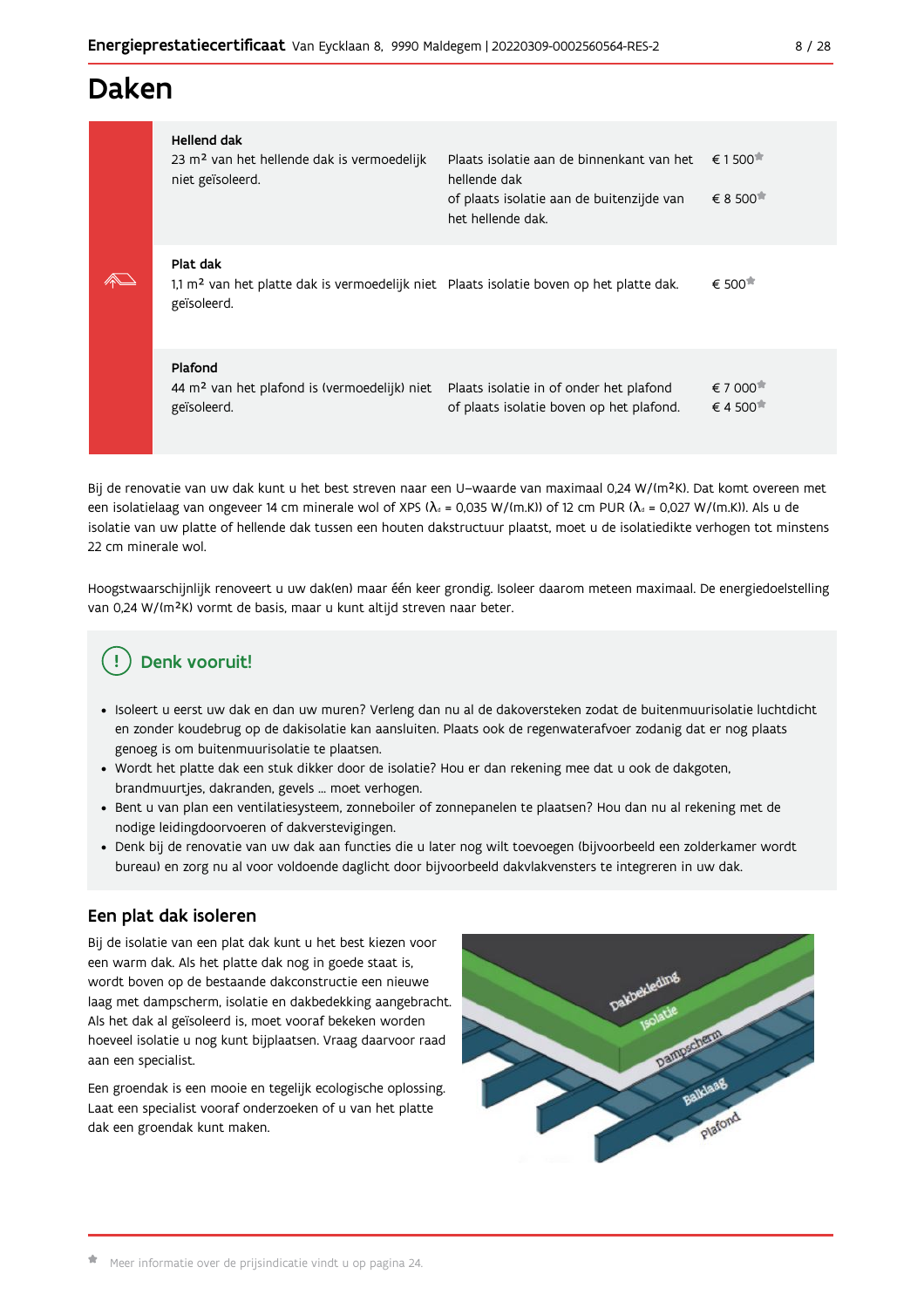# Daken

| | | |
|---|---|---|
| **Hellend dak**<br>23 m² van het hellende dak is vermoedelijk niet geïsoleerd. | Plaats isolatie aan de binnenkant van het hellende dak<br>of plaats isolatie aan de buitenzijde van het hellende dak. | € 1 500*<br>€ 8 500* |
| **Plat dak**<br>1,1 m² van het platte dak is vermoedelijk niet geïsoleerd. | Plaats isolatie boven op het platte dak. | € 500* |
| **Plafond**<br>44 m² van het plafond is (vermoedelijk) niet geïsoleerd. | Plaats isolatie in of onder het plafond<br>of plaats isolatie boven op het plafond. | € 7 000*<br>€ 4 500* |

Bij de renovatie van uw dak kunt u het best streven naar een U-waarde van maximaal 0,24 W/(m²K). Dat komt overeen met een isolatielaag van ongeveer 14 cm minerale wol of XPS ($\lambda_d$ = 0,035 W/(m.K)) of 12 cm PUR ($\lambda_d$ = 0,027 W/(m.K)). Als u de isolatie van uw platte of hellende dak tussen een houten dakstructuur plaatst, moet u de isolatiedikte verhogen tot minstens 22 cm minerale wol.

Hoogstwaarschijnlijk renoveert u uw dak(en) maar één keer grondig. Isoleer daarom meteen maximaal. De energiedoelstelling van 0,24 W/(m²K) vormt de basis, maar u kunt altijd streven naar beter.

## Denk vooruit!

- Isoleert u eerst uw dak en dan uw muren? Verleng dan nu al de dakoversteken zodat de buitenmuurisolatie luchtdicht en zonder koudebrug op de dakisolatie kan aansluiten. Plaats ook de regenwaterafvoer zodanig dat er nog plaats genoeg is om buitenmuurisolatie te plaatsen.
- Wordt het platte dak een stuk dikker door de isolatie? Hou er dan rekening mee dat u ook de dakgoten, brandmuurtjes, dakranden, gevels ... moet verhogen.
- Bent u van plan een ventilatiesysteem, zonneboiler of zonnepanelen te plaatsen? Hou dan nu al rekening met de nodige leidingdoorvoeren of dakverstevigingen.
- Denk bij de renovatie van uw dak aan functies die u later nog wilt toevoegen (bijvoorbeeld een zolderkamer wordt bureau) en zorg nu al voor voldoende daglicht door bijvoorbeeld dakvlakvensters te integreren in uw dak.

## Een plat dak isoleren

Bij de isolatie van een plat dak kunt u het best kiezen voor een warm dak. Als het platte dak nog in goede staat is, wordt boven op de bestaande dakconstructie een nieuwe laag met dampscherm, isolatie en dakbedekking aangebracht. Als het dak al geïsoleerd is, moet vooraf bekeken worden hoeveel isolatie u nog kunt bijplaatsen. Vraag daarvoor raad aan een specialist.

Een groendak is een mooie en tegelijk ecologische oplossing. Laat een specialist vooraf onderzoeken of u van het platte dak een groendak kunt maken.

\* Meer informatie over de prijsindicatie vindt u op pagina 24.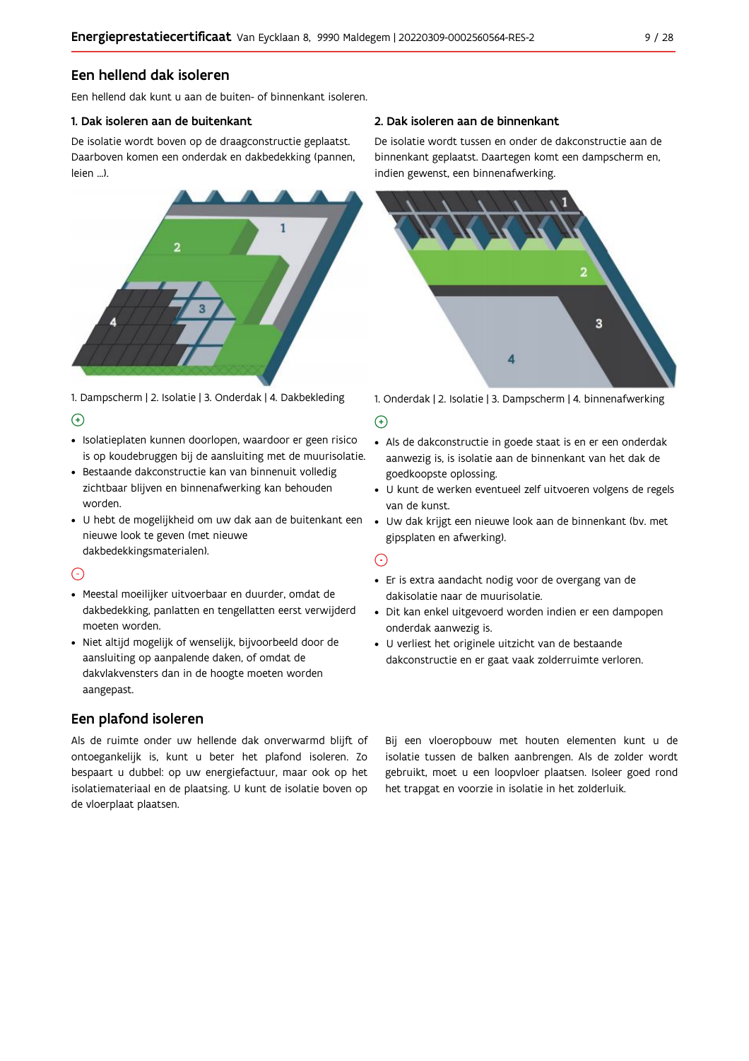## Een hellend dak isoleren

Een hellend dak kunt u aan de buiten- of binnenkant isoleren.

### 1. Dak isoleren aan de buitenkant

De isolatie wordt boven op de draagconstructie geplaatst. Daarboven komen een onderdak en dakbedekking (pannen, leien ...).

1. Dampscherm | 2. Isolatie | 3. Onderdak | 4. Dakbekleding

⊕

- Isolatieplaten kunnen doorlopen, waardoor er geen risico is op koudebruggen bij de aansluiting met de muurisolatie.
- Bestaande dakconstructie kan van binnenuit volledig zichtbaar blijven en binnenafwerking kan behouden worden.
- U hebt de mogelijkheid om uw dak aan de buitenkant een nieuwe look te geven (met nieuwe dakbedekkingsmaterialen).

⊖

- Meestal moeilijker uitvoerbaar en duurder, omdat de dakbedekking, panlatten en tengellatten eerst verwijderd moeten worden.
- Niet altijd mogelijk of wenselijk, bijvoorbeeld door de aansluiting op aanpalende daken, of omdat de dakvlakvensters dan in de hoogte moeten worden aangepast.

### 2. Dak isoleren aan de binnenkant

De isolatie wordt tussen en onder de dakconstructie aan de binnenkant geplaatst. Daartegen komt een dampscherm en, indien gewenst, een binnenafwerking.

1. Onderdak | 2. Isolatie | 3. Dampscherm | 4. binnenafwerking

⊕

- Als de dakconstructie in goede staat is en er een onderdak aanwezig is, is isolatie aan de binnenkant van het dak de goedkoopste oplossing.
- U kunt de werken eventueel zelf uitvoeren volgens de regels van de kunst.
- Uw dak krijgt een nieuwe look aan de binnenkant (bv. met gipsplaten en afwerking).

⊖

- Er is extra aandacht nodig voor de overgang van de dakisolatie naar de muurisolatie.
- Dit kan enkel uitgevoerd worden indien er een dampopen onderdak aanwezig is.
- U verliest het originele uitzicht van de bestaande dakconstructie en er gaat vaak zolderruimte verloren.

## Een plafond isoleren

Als de ruimte onder uw hellende dak onverwarmd blijft of ontoegankelijk is, kunt u beter het plafond isoleren. Zo bespaart u dubbel: op uw energiefactuur, maar ook op het isolatiemateriaal en de plaatsing. U kunt de isolatie boven op de vloerplaat plaatsen.

Bij een vloeropbouw met houten elementen kunt u de isolatie tussen de balken aanbrengen. Als de zolder wordt gebruikt, moet u een loopvloer plaatsen. Isoleer goed rond het trapgat en voorzie in isolatie in het zolderluik.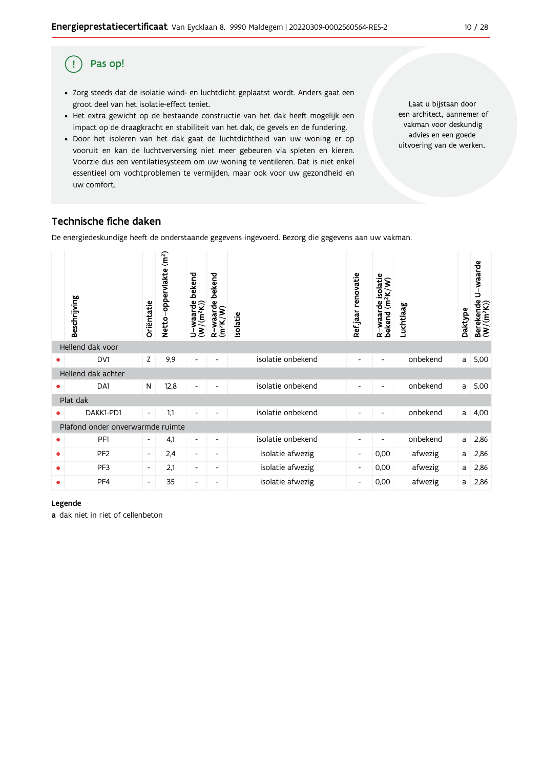## Pas op!

- Zorg steeds dat de isolatie wind- en luchtdicht geplaatst wordt. Anders gaat een groot deel van het isolatie-effect teniet.
- Het extra gewicht op de bestaande constructie van het dak heeft mogelijk een impact op de draagkracht en stabiliteit van het dak, de gevels en de fundering.
- Door het isoleren van het dak gaat de luchtdichtheid van uw woning er op vooruit en kan de luchtverversing niet meer gebeuren via spleten en kieren. Voorzie dus een ventilatiesysteem om uw woning te ventileren. Dat is niet enkel essentieel om vochtproblemen te vermijden, maar ook voor uw gezondheid en uw comfort.

Laat u bijstaan door een architect, aannemer of vakman voor deskundig advies en een goede uitvoering van de werken.

## Technische fiche daken

De energiedeskundige heeft de onderstaande gegevens ingevoerd. Bezorg die gegevens aan uw vakman.

| | Beschrijving | Oriëntatie | Netto-oppervlakte ($m^2$) | U-waarde bekend ($W/(m^2K)$) | R-waarde bekend ($m^2K/W$) | Isolatie | Ref.jaar renovatie | R-waarde isolatie bekend ($m^2K/W$) | Luchtlaag | Daktype | Berekende U-waarde ($W/(m^2K)$) |
|---|---|---|---|---|---|---|---|---|---|---|---|
| **Hellend dak voor** | | | | | | | | | | | |
| • | DV1 | Z | 9,9 | - | - | isolatie onbekend | - | - | onbekend | a | 5,00 |
| **Hellend dak achter** | | | | | | | | | | | |
| • | DA1 | N | 12,8 | - | - | isolatie onbekend | - | - | onbekend | a | 5,00 |
| **Plat dak** | | | | | | | | | | | |
| • | DAKK1-PD1 | - | 1,1 | - | - | isolatie onbekend | - | - | onbekend | a | 4,00 |
| **Plafond onder onverwarmde ruimte** | | | | | | | | | | | |
| • | PF1 | - | 4,1 | - | - | isolatie onbekend | - | - | onbekend | a | 2,86 |
| • | PF2 | - | 2,4 | - | - | isolatie afwezig | - | 0,00 | afwezig | a | 2,86 |
| • | PF3 | - | 2,1 | - | - | isolatie afwezig | - | 0,00 | afwezig | a | 2,86 |
| • | PF4 | - | 35 | - | - | isolatie afwezig | - | 0,00 | afwezig | a | 2,86 |

**Legende**

**a** dak niet in riet of cellenbeton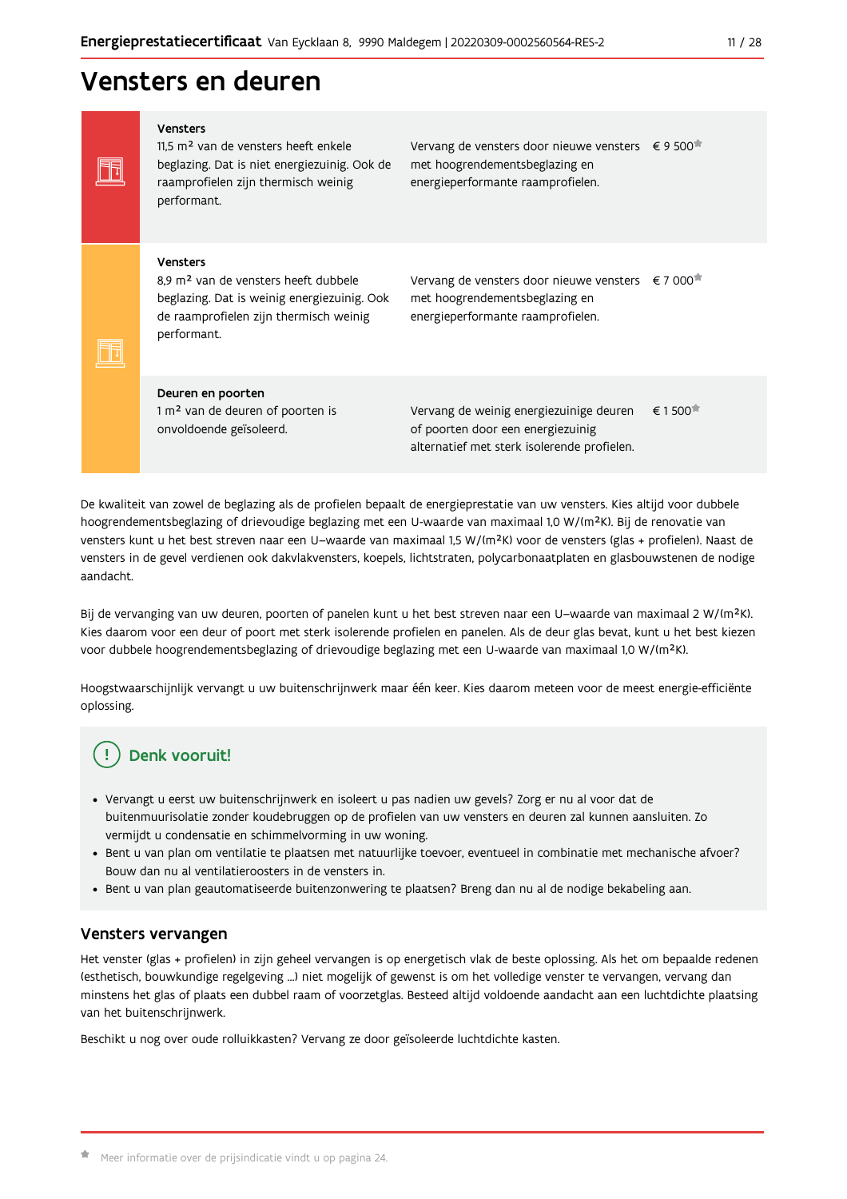# Vensters en deuren

| Huidige toestand | Aanbeveling | Prijsindicatie |
| --- | --- | --- |
| **Vensters**<br>11,5 m² van de vensters heeft enkele beglazing. Dat is niet energiezuinig. Ook de raamprofielen zijn thermisch weinig performant. | Vervang de vensters door nieuwe vensters met hoogrendementsbeglazing en energieperformante raamprofielen. | € 9 500* |
| **Vensters**<br>8,9 m² van de vensters heeft dubbele beglazing. Dat is weinig energiezuinig. Ook de raamprofielen zijn thermisch weinig performant. | Vervang de vensters door nieuwe vensters met hoogrendementsbeglazing en energieperformante raamprofielen. | € 7 000* |
| **Deuren en poorten**<br>1 m² van de deuren of poorten is onvoldoende geïsoleerd. | Vervang de weinig energiezuinige deuren of poorten door een energiezuinig alternatief met sterk isolerende profielen. | € 1 500* |

De kwaliteit van zowel de beglazing als de profielen bepaalt de energieprestatie van uw vensters. Kies altijd voor dubbele hoogrendementsbeglazing of drievoudige beglazing met een U-waarde van maximaal 1,0 W/(m²K). Bij de renovatie van vensters kunt u het best streven naar een U-waarde van maximaal 1,5 W/(m²K) voor de vensters (glas + profielen). Naast de vensters in de gevel verdienen ook dakvlakvensters, koepels, lichtstraten, polycarbonaatplaten en glasbouwstenen de nodige aandacht.

Bij de vervanging van uw deuren, poorten of panelen kunt u het best streven naar een U-waarde van maximaal 2 W/(m²K). Kies daarom voor een deur of poort met sterk isolerende profielen en panelen. Als de deur glas bevat, kunt u het best kiezen voor dubbele hoogrendementsbeglazing of drievoudige beglazing met een U-waarde van maximaal 1,0 W/(m²K).

Hoogstwaarschijnlijk vervangt u uw buitenschrijnwerk maar één keer. Kies daarom meteen voor de meest energie-efficiënte oplossing.

### Denk vooruit!

- Vervangt u eerst uw buitenschrijnwerk en isoleert u pas nadien uw gevels? Zorg er nu al voor dat de buitenmuurisolatie zonder koudebruggen op de profielen van uw vensters en deuren zal kunnen aansluiten. Zo vermijdt u condensatie en schimmelvorming in uw woning.
- Bent u van plan om ventilatie te plaatsen met natuurlijke toevoer, eventueel in combinatie met mechanische afvoer? Bouw dan nu al ventilatieroosters in de vensters in.
- Bent u van plan geautomatiseerde buitenzonwering te plaatsen? Breng dan nu al de nodige bekabeling aan.

## Vensters vervangen

Het venster (glas + profielen) in zijn geheel vervangen is op energetisch vlak de beste oplossing. Als het om bepaalde redenen (esthetisch, bouwkundige regelgeving ...) niet mogelijk of gewenst is om het volledige venster te vervangen, vervang dan minstens het glas of plaats een dubbel raam of voorzetglas. Besteed altijd voldoende aandacht aan een luchtdichte plaatsing van het buitenschrijnwerk.

Beschikt u nog over oude rolluikkasten? Vervang ze door geïsoleerde luchtdichte kasten.

* Meer informatie over de prijsindicatie vindt u op pagina 24.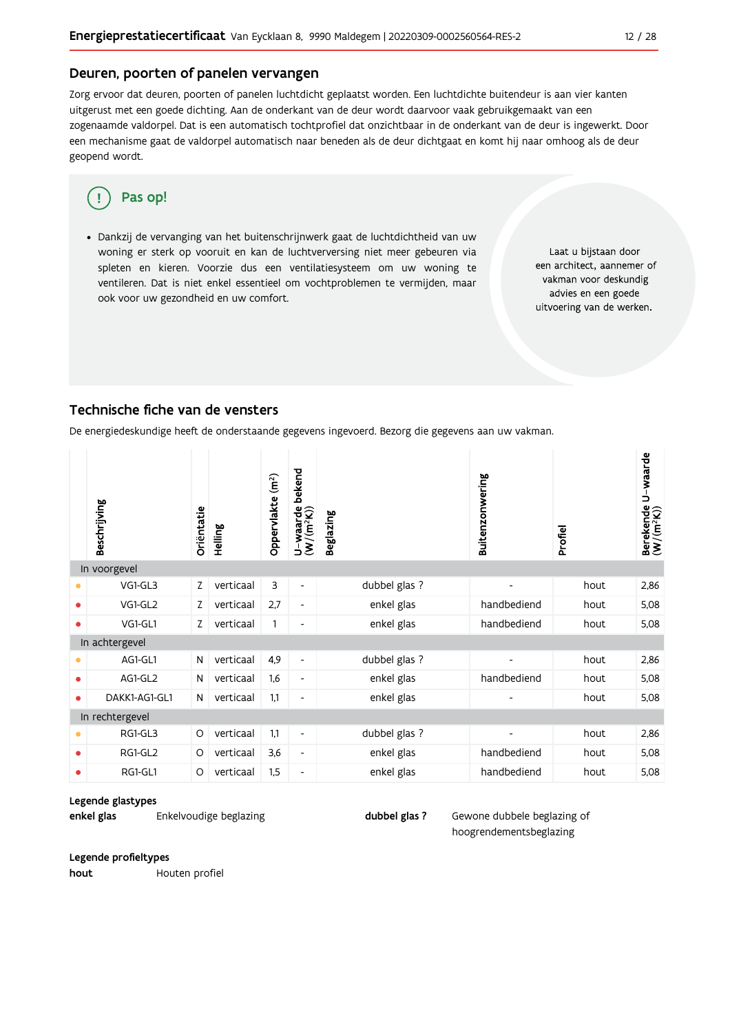## Deuren, poorten of panelen vervangen

Zorg ervoor dat deuren, poorten of panelen luchtdicht geplaatst worden. Een luchtdichte buitendeur is aan vier kanten uitgerust met een goede dichting. Aan de onderkant van de deur wordt daarvoor vaak gebruikgemaakt van een zogenaamde valdorpel. Dat is een automatisch tochtprofiel dat onzichtbaar in de onderkant van de deur is ingewerkt. Door een mechanisme gaat de valdorpel automatisch naar beneden als de deur dichtgaat en komt hij naar omhoog als de deur geopend wordt.

**Pas op!**

- Dankzij de vervanging van het buitenschrijnwerk gaat de luchtdichtheid van uw woning er sterk op vooruit en kan de luchtverversing niet meer gebeuren via spleten en kieren. Voorzie dus een ventilatiesysteem om uw woning te ventileren. Dat is niet enkel essentieel om vochtproblemen te vermijden, maar ook voor uw gezondheid en uw comfort.

Laat u bijstaan door een architect, aannemer of vakman voor deskundig advies en een goede uitvoering van de werken.

## Technische fiche van de vensters

De energiedeskundige heeft de onderstaande gegevens ingevoerd. Bezorg die gegevens aan uw vakman.

| | Beschrijving | Oriëntatie | Helling | Oppervlakte (m²) | U-waarde bekend (W/(m²K)) | Beglazing | Buitenzonwering | Profiel | Berekende U-waarde (W/(m²K)) |
|---|---|---|---|---|---|---|---|---|---|
| **In voorgevel** | | | | | | | | | |
| ● | VG1-GL3 | Z | verticaal | 3 | - | dubbel glas ? | - | hout | 2,86 |
| ● | VG1-GL2 | Z | verticaal | 2,7 | - | enkel glas | handbediend | hout | 5,08 |
| ● | VG1-GL1 | Z | verticaal | 1 | - | enkel glas | handbediend | hout | 5,08 |
| **In achtergevel** | | | | | | | | | |
| ● | AG1-GL1 | N | verticaal | 4,9 | - | dubbel glas ? | - | hout | 2,86 |
| ● | AG1-GL2 | N | verticaal | 1,6 | - | enkel glas | handbediend | hout | 5,08 |
| ● | DAKK1-AG1-GL1 | N | verticaal | 1,1 | - | enkel glas | - | hout | 5,08 |
| **In rechtergevel** | | | | | | | | | |
| ● | RG1-GL3 | O | verticaal | 1,1 | - | dubbel glas ? | - | hout | 2,86 |
| ● | RG1-GL2 | O | verticaal | 3,6 | - | enkel glas | handbediend | hout | 5,08 |
| ● | RG1-GL1 | O | verticaal | 1,5 | - | enkel glas | handbediend | hout | 5,08 |

**Legende glastypes**

**enkel glas** Enkelvoudige beglazing

**dubbel glas ?** Gewone dubbele beglazing of hoogrendementsbeglazing

**Legende profieltypes**

**hout** Houten profiel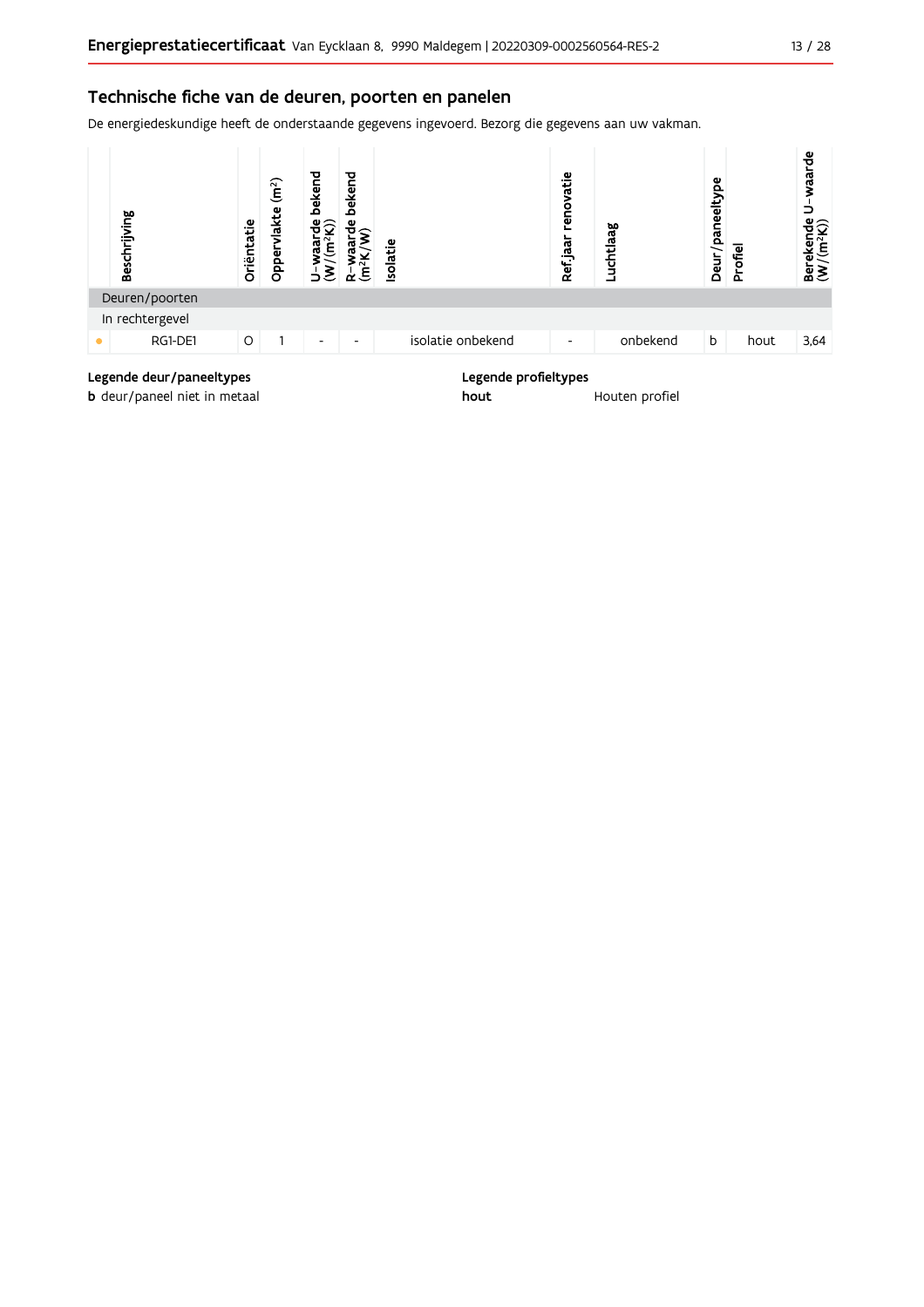## Technische fiche van de deuren, poorten en panelen

De energiedeskundige heeft de onderstaande gegevens ingevoerd. Bezorg die gegevens aan uw vakman.

| | Beschrijving | Oriëntatie | Oppervlakte (m²) | U-waarde bekend (W/(m²K)) | R-waarde bekend (m²K/W) | Isolatie | Ref.jaar renovatie | Luchtlaag | Deur/paneeltype | Profiel | Berekende U-waarde (W/(m²K)) |
|---|---|---|---|---|---|---|---|---|---|---|---|
| | Deuren/poorten | | | | | | | | | | |
| | In rechtergevel | | | | | | | | | | |
| ● | RG1-DE1 | O | 1 | - | - | isolatie onbekend | - | onbekend | b | hout | 3,64 |

**Legende deur/paneeltypes**

**b** deur/paneel niet in metaal

**Legende profieltypes**

**hout** Houten profiel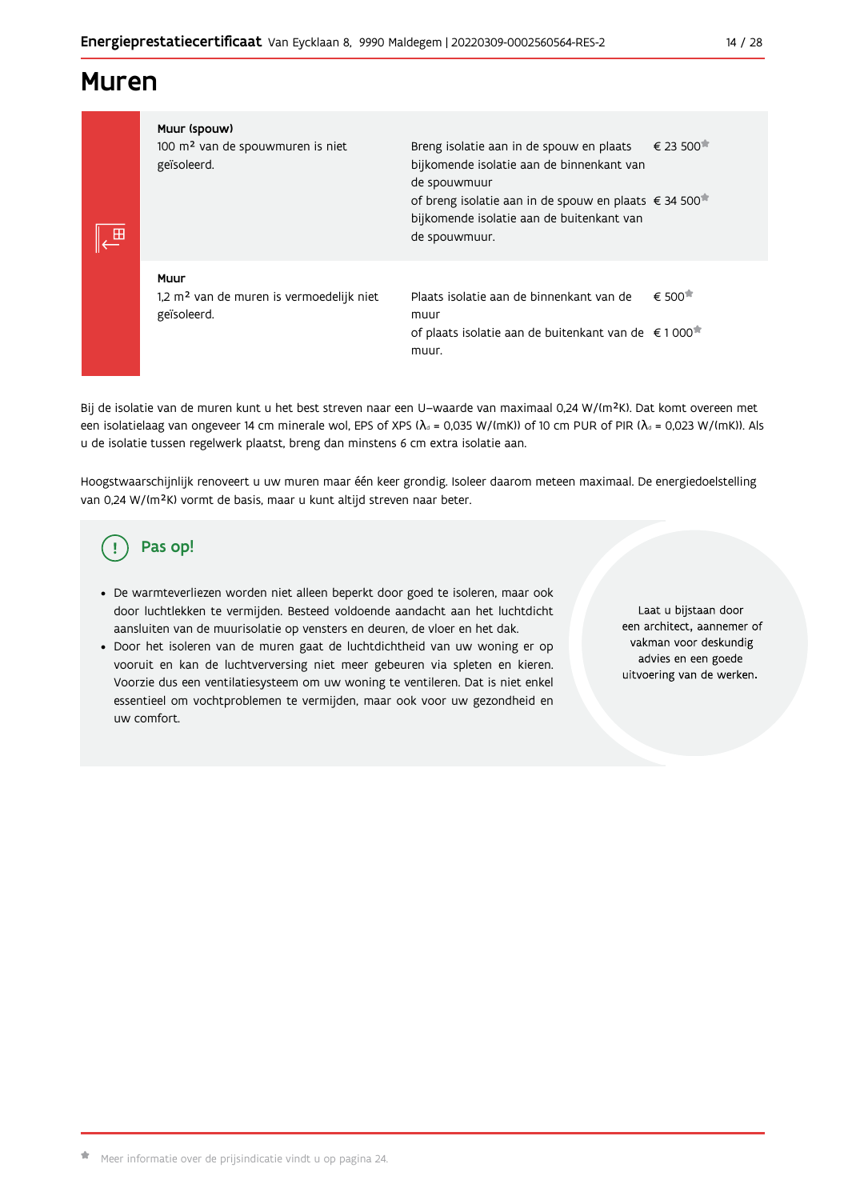# Muren

| | | |
|---|---|---|
| **Muur (spouw)**<br>100 m² van de spouwmuren is niet geïsoleerd. | Breng isolatie aan in de spouw en plaats bijkomende isolatie aan de binnenkant van de spouwmuur | € 23 500* |
| | of breng isolatie aan in de spouw en plaats bijkomende isolatie aan de buitenkant van de spouwmuur. | € 34 500* |
| **Muur**<br>1,2 m² van de muren is vermoedelijk niet geïsoleerd. | Plaats isolatie aan de binnenkant van de muur | € 500* |
| | of plaats isolatie aan de buitenkant van de muur. | € 1 000* |

Bij de isolatie van de muren kunt u het best streven naar een U–waarde van maximaal 0,24 W/(m²K). Dat komt overeen met een isolatielaag van ongeveer 14 cm minerale wol, EPS of XPS ($\lambda_d$ = 0,035 W/(mK)) of 10 cm PUR of PIR ($\lambda_d$ = 0,023 W/(mK)). Als u de isolatie tussen regelwerk plaatst, breng dan minstens 6 cm extra isolatie aan.

Hoogstwaarschijnlijk renoveert u uw muren maar één keer grondig. Isoleer daarom meteen maximaal. De energiedoelstelling van 0,24 W/(m²K) vormt de basis, maar u kunt altijd streven naar beter.

## Pas op!

- De warmteverliezen worden niet alleen beperkt door goed te isoleren, maar ook door luchtlekken te vermijden. Besteed voldoende aandacht aan het luchtdicht aansluiten van de muurisolatie op vensters en deuren, de vloer en het dak.
- Door het isoleren van de muren gaat de luchtdichtheid van uw woning er op vooruit en kan de luchtverversing niet meer gebeuren via spleten en kieren. Voorzie dus een ventilatiesysteem om uw woning te ventileren. Dat is niet enkel essentieel om vochtproblemen te vermijden, maar ook voor uw gezondheid en uw comfort.

Laat u bijstaan door een architect, aannemer of vakman voor deskundig advies en een goede uitvoering van de werken.

* Meer informatie over de prijsindicatie vindt u op pagina 24.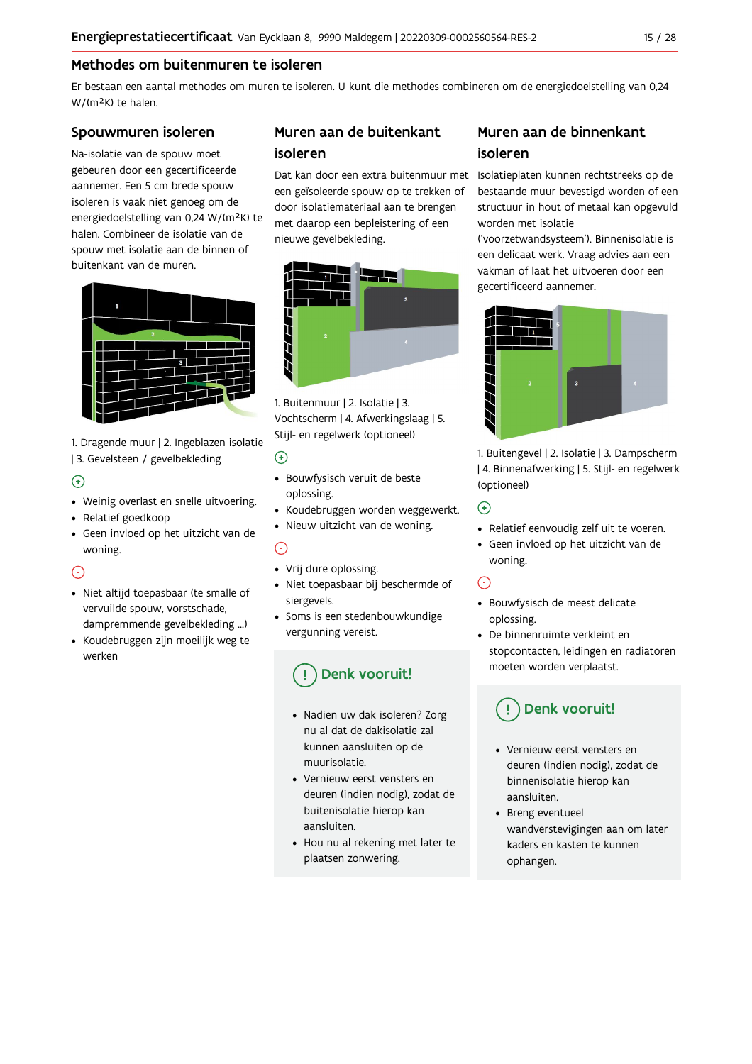## Methodes om buitenmuren te isoleren

Er bestaan een aantal methodes om muren te isoleren. U kunt die methodes combineren om de energiedoelstelling van 0,24 W/(m²K) te halen.

### Spouwmuren isoleren

Na-isolatie van de spouw moet gebeuren door een gecertificeerde aannemer. Een 5 cm brede spouw isoleren is vaak niet genoeg om de energiedoelstelling van 0,24 W/(m²K) te halen. Combineer de isolatie van de spouw met isolatie aan de binnen of buitenkant van de muren.

1. Dragende muur | 2. Ingeblazen isolatie | 3. Gevelsteen / gevelbekleding

(+)

- Weinig overlast en snelle uitvoering.
- Relatief goedkoop
- Geen invloed op het uitzicht van de woning.

(-)

- Niet altijd toepasbaar (te smalle of vervuilde spouw, vorstschade, dampremmende gevelbekleding ...)
- Koudebruggen zijn moeilijk weg te werken

### Muren aan de buitenkant isoleren

Dat kan door een extra buitenmuur met een geïsoleerde spouw op te trekken of door isolatiemateriaal aan te brengen met daarop een bepleistering of een nieuwe gevelbekleding.

1. Buitenmuur | 2. Isolatie | 3. Vochtscherm | 4. Afwerkingslaag | 5. Stijl- en regelwerk (optioneel)

(+)

- Bouwfysisch veruit de beste oplossing.
- Koudebruggen worden weggewerkt.
- Nieuw uitzicht van de woning.

(-)

- Vrij dure oplossing.
- Niet toepasbaar bij beschermde of siergevels.
- Soms is een stedenbouwkundige vergunning vereist.

**(!) Denk vooruit!**

- Nadien uw dak isoleren? Zorg nu al dat de dakisolatie zal kunnen aansluiten op de muurisolatie.
- Vernieuw eerst vensters en deuren (indien nodig), zodat de buitenisolatie hierop kan aansluiten.
- Hou nu al rekening met later te plaatsen zonwering.

### Muren aan de binnenkant isoleren

Isolatieplaten kunnen rechtstreeks op de bestaande muur bevestigd worden of een structuur in hout of metaal kan opgevuld worden met isolatie ('voorzetwandsysteem'). Binnenisolatie is een delicaat werk. Vraag advies aan een vakman of laat het uitvoeren door een gecertificeerd aannemer.

1. Buitengevel | 2. Isolatie | 3. Dampscherm | 4. Binnenafwerking | 5. Stijl- en regelwerk (optioneel)

(+)

- Relatief eenvoudig zelf uit te voeren.
- Geen invloed op het uitzicht van de woning.

(-)

- Bouwfysisch de meest delicate oplossing.
- De binnenruimte verkleint en stopcontacten, leidingen en radiatoren moeten worden verplaatst.

**(!) Denk vooruit!**

- Vernieuw eerst vensters en deuren (indien nodig), zodat de binnenisolatie hierop kan aansluiten.
- Breng eventueel wandverstevigingen aan om later kaders en kasten te kunnen ophangen.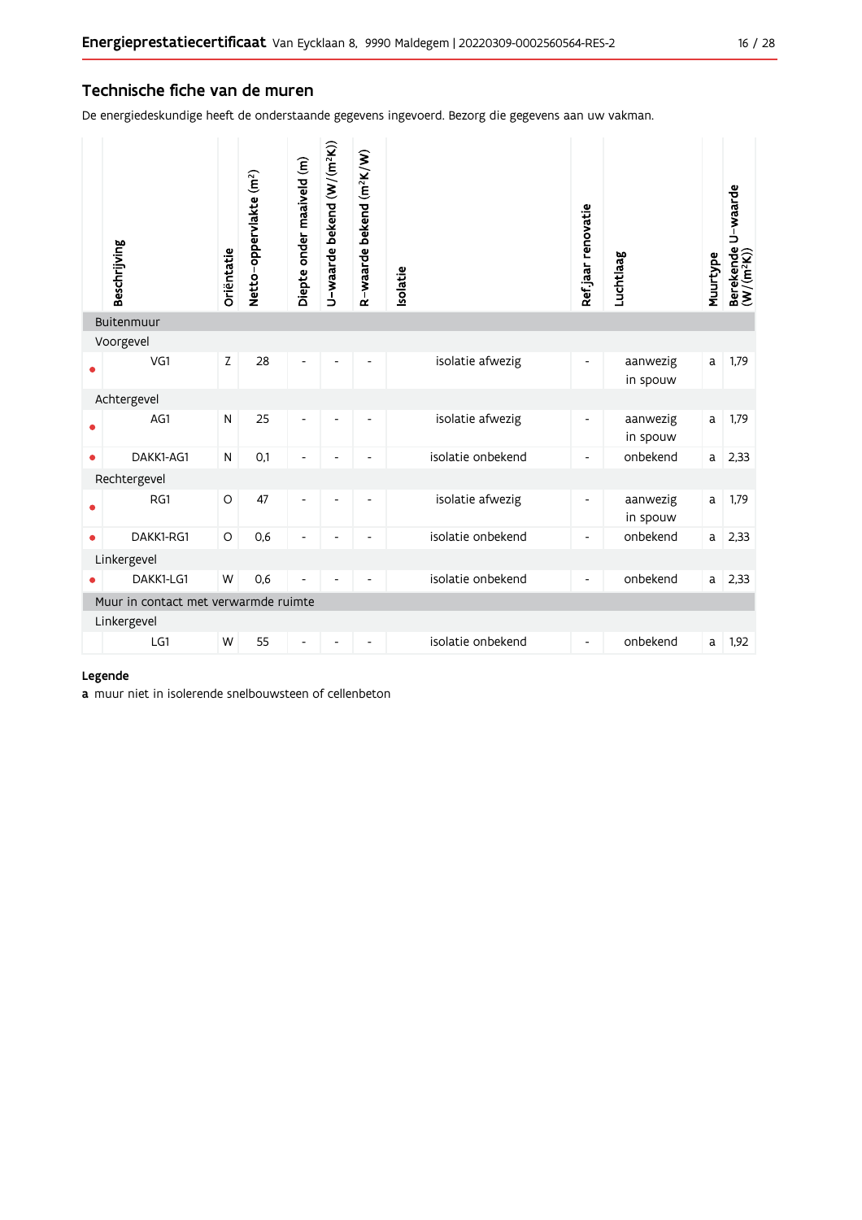## Technische fiche van de muren

De energiedeskundige heeft de onderstaande gegevens ingevoerd. Bezorg die gegevens aan uw vakman.

| | Beschrijving | Oriëntatie | Netto-oppervlakte (m²) | Diepte onder maaiveld (m) | U-waarde bekend (W/(m²K)) | R-waarde bekend (m²K/W) | Isolatie | Ref.jaar renovatie | Luchtlaag | Muurtype | Berekende U-waarde (W/(m²K)) |
|---|---|---|---|---|---|---|---|---|---|---|---|
| **Buitenmuur** | | | | | | | | | | | |
| Voorgevel | | | | | | | | | | | |
| • | VG1 | Z | 28 | - | - | - | isolatie afwezig | - | aanwezig in spouw | a | 1,79 |
| Achtergevel | | | | | | | | | | | |
| • | AG1 | N | 25 | - | - | - | isolatie afwezig | - | aanwezig in spouw | a | 1,79 |
| • | DAKK1-AG1 | N | 0,1 | - | - | - | isolatie onbekend | - | onbekend | a | 2,33 |
| Rechtergevel | | | | | | | | | | | |
| • | RG1 | O | 47 | - | - | - | isolatie afwezig | - | aanwezig in spouw | a | 1,79 |
| • | DAKK1-RG1 | O | 0,6 | - | - | - | isolatie onbekend | - | onbekend | a | 2,33 |
| Linkergevel | | | | | | | | | | | |
| • | DAKK1-LG1 | W | 0,6 | - | - | - | isolatie onbekend | - | onbekend | a | 2,33 |
| **Muur in contact met verwarmde ruimte** | | | | | | | | | | | |
| Linkergevel | | | | | | | | | | | |
| | LG1 | W | 55 | - | - | - | isolatie onbekend | - | onbekend | a | 1,92 |

**Legende**

**a** muur niet in isolerende snelbouwsteen of cellenbeton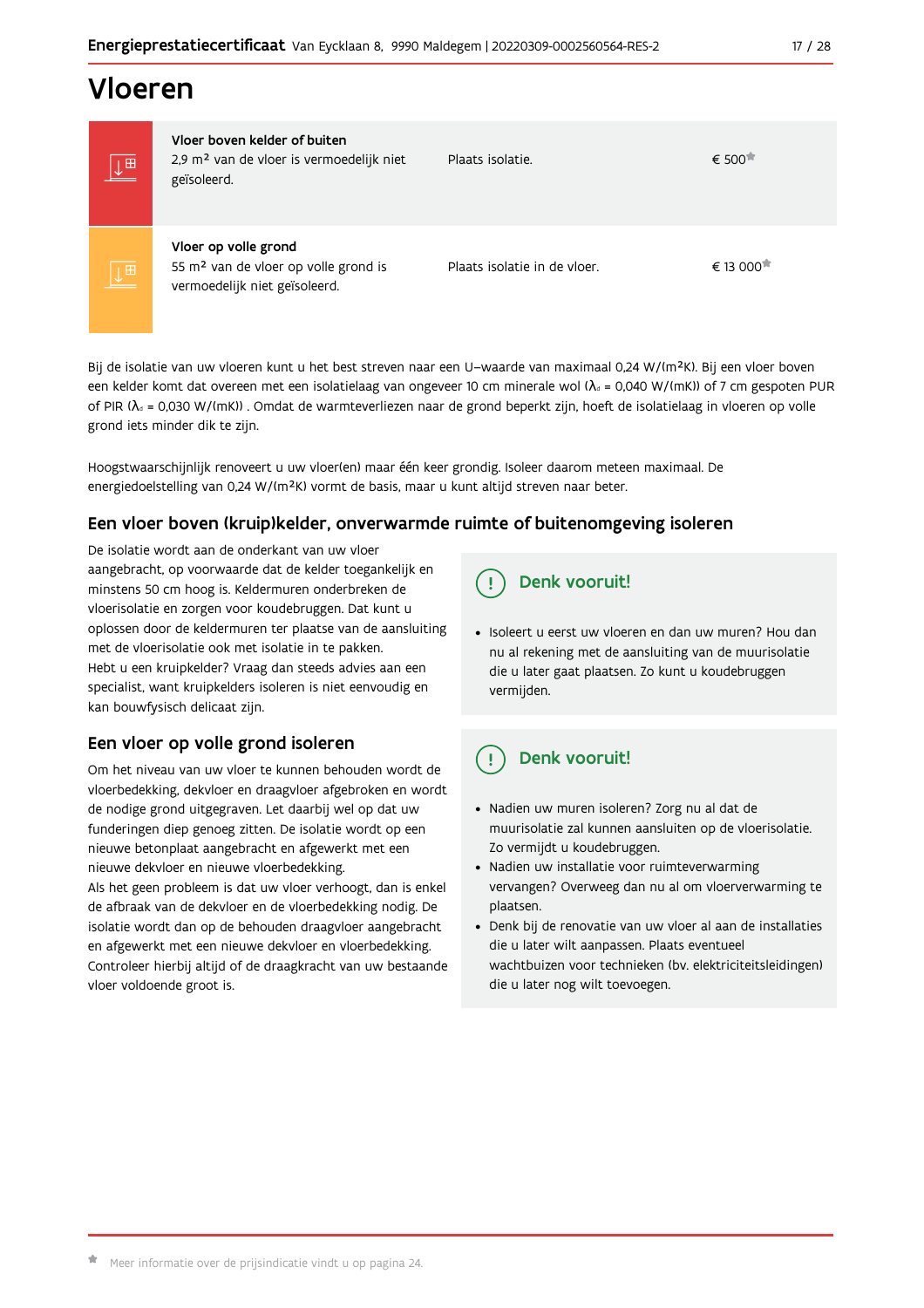# Vloeren

| | Onderdeel | Aanbeveling | Prijsindicatie |
|---|---|---|---|
| | **Vloer boven kelder of buiten** 2,9 m² van de vloer is vermoedelijk niet geïsoleerd. | Plaats isolatie. | € 500* |
| | **Vloer op volle grond** 55 m² van de vloer op volle grond is vermoedelijk niet geïsoleerd. | Plaats isolatie in de vloer. | € 13 000* |

Bij de isolatie van uw vloeren kunt u het best streven naar een U-waarde van maximaal 0,24 W/(m²K). Bij een vloer boven een kelder komt dat overeen met een isolatielaag van ongeveer 10 cm minerale wol ($\lambda_d$ = 0,040 W/(mK)) of 7 cm gespoten PUR of PIR ($\lambda_d$ = 0,030 W/(mK)) . Omdat de warmteverliezen naar de grond beperkt zijn, hoeft de isolatielaag in vloeren op volle grond iets minder dik te zijn.

Hoogstwaarschijnlijk renoveert u uw vloer(en) maar één keer grondig. Isoleer daarom meteen maximaal. De energiedoelstelling van 0,24 W/(m²K) vormt de basis, maar u kunt altijd streven naar beter.

## Een vloer boven (kruip)kelder, onverwarmde ruimte of buitenomgeving isoleren

De isolatie wordt aan de onderkant van uw vloer aangebracht, op voorwaarde dat de kelder toegankelijk en minstens 50 cm hoog is. Keldermuren onderbreken de vloerisolatie en zorgen voor koudebruggen. Dat kunt u oplossen door de keldermuren ter plaatse van de aansluiting met de vloerisolatie ook met isolatie in te pakken.
Hebt u een kruipkelder? Vraag dan steeds advies aan een specialist, want kruipkelders isoleren is niet eenvoudig en kan bouwfysisch delicaat zijn.

### Denk vooruit!

- Isoleert u eerst uw vloeren en dan uw muren? Hou dan nu al rekening met de aansluiting van de muurisolatie die u later gaat plaatsen. Zo kunt u koudebruggen vermijden.

## Een vloer op volle grond isoleren

Om het niveau van uw vloer te kunnen behouden wordt de vloerbedekking, dekvloer en draagvloer afgebroken en wordt de nodige grond uitgegraven. Let daarbij wel op dat uw funderingen diep genoeg zitten. De isolatie wordt op een nieuwe betonplaat aangebracht en afgewerkt met een nieuwe dekvloer en nieuwe vloerbedekking.
Als het geen probleem is dat uw vloer verhoogt, dan is enkel de afbraak van de dekvloer en de vloerbedekking nodig. De isolatie wordt dan op de behouden draagvloer aangebracht en afgewerkt met een nieuwe dekvloer en vloerbedekking. Controleer hierbij altijd of de draagkracht van uw bestaande vloer voldoende groot is.

### Denk vooruit!

- Nadien uw muren isoleren? Zorg nu al dat de muurisolatie zal kunnen aansluiten op de vloerisolatie. Zo vermijdt u koudebruggen.
- Nadien uw installatie voor ruimteverwarming vervangen? Overweeg dan nu al om vloerverwarming te plaatsen.
- Denk bij de renovatie van uw vloer al aan de installaties die u later wilt aanpassen. Plaats eventueel wachtbuizen voor technieken (bv. elektriciteitsleidingen) die u later nog wilt toevoegen.

* Meer informatie over de prijsindicatie vindt u op pagina 24.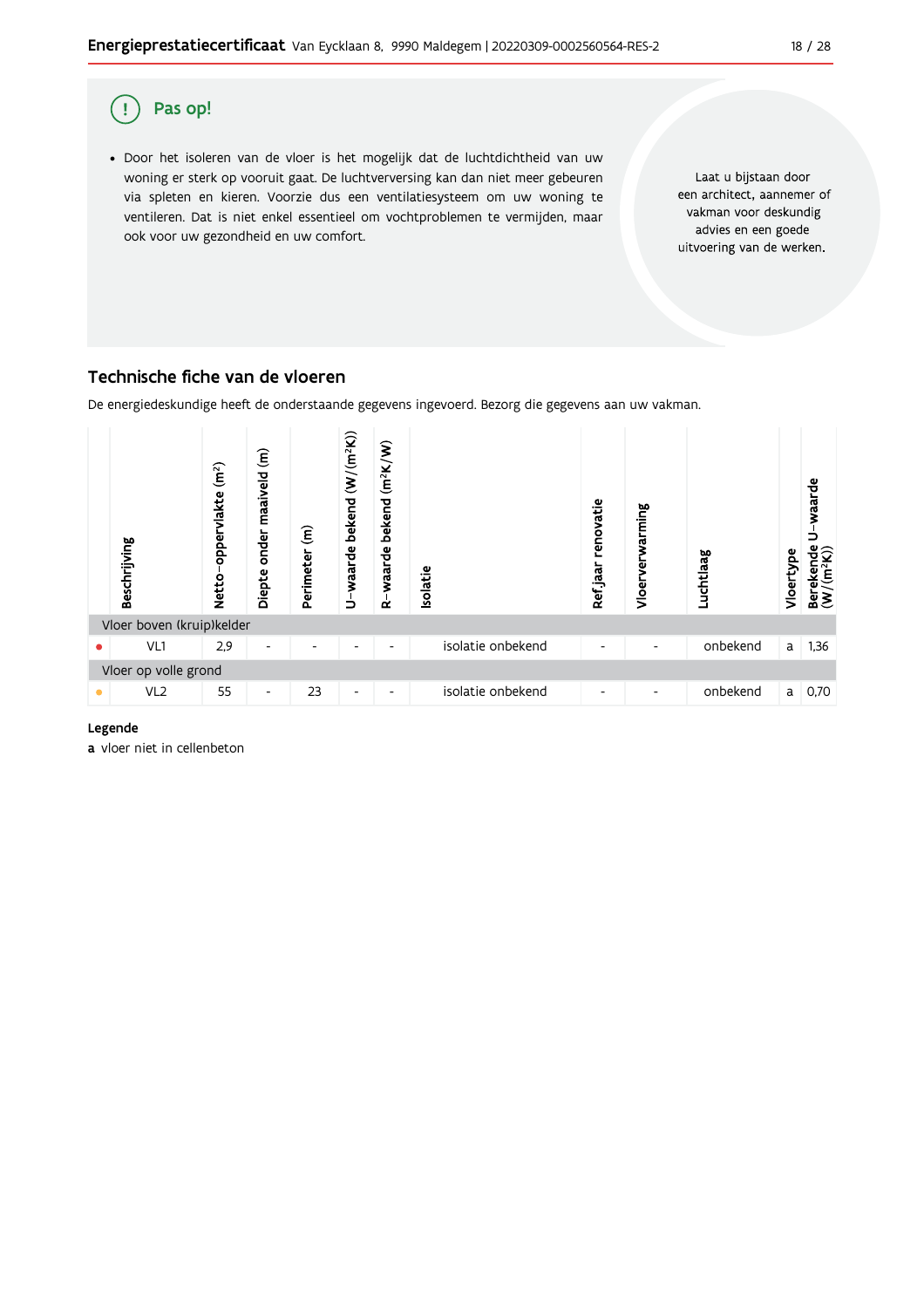## Pas op!

- Door het isoleren van de vloer is het mogelijk dat de luchtdichtheid van uw woning er sterk op vooruit gaat. De luchtverversing kan dan niet meer gebeuren via spleten en kieren. Voorzie dus een ventilatiesysteem om uw woning te ventileren. Dat is niet enkel essentieel om vochtproblemen te vermijden, maar ook voor uw gezondheid en uw comfort.

Laat u bijstaan door een architect, aannemer of vakman voor deskundig advies en een goede uitvoering van de werken.

## Technische fiche van de vloeren

De energiedeskundige heeft de onderstaande gegevens ingevoerd. Bezorg die gegevens aan uw vakman.

| | Beschrijving | Netto-oppervlakte ($m^2$) | Diepte onder maaiveld (m) | Perimeter (m) | U-waarde bekend ($W/(m^2K)$) | R-waarde bekend ($m^2K/W$) | Isolatie | Ref jaar renovatie | Vloerverwarming | Luchtlaag | Vloertype | Berekende U-waarde ($W/(m^2K)$) |
|---|---|---|---|---|---|---|---|---|---|---|---|---|
| Vloer boven (kruip)kelder | | | | | | | | | | | | |
| ● | VL1 | 2,9 | - | - | - | - | isolatie onbekend | - | - | onbekend | a | 1,36 |
| Vloer op volle grond | | | | | | | | | | | | |
| ● | VL2 | 55 | - | 23 | - | - | isolatie onbekend | - | - | onbekend | a | 0,70 |

**Legende**

**a** vloer niet in cellenbeton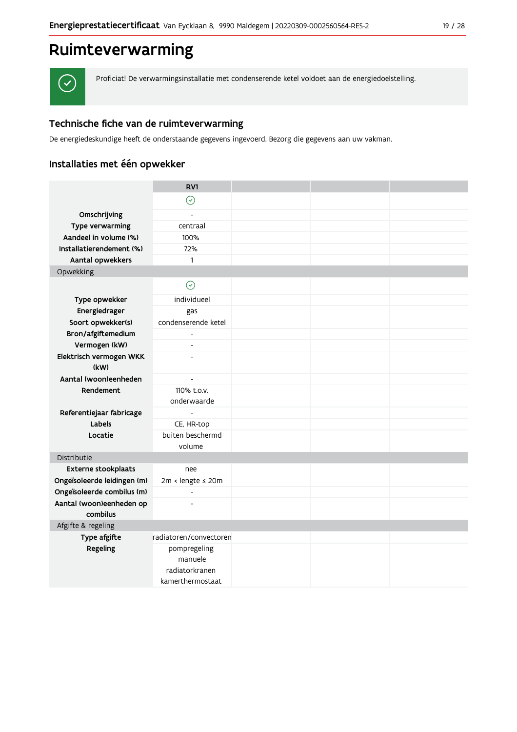# Ruimteverwarming

✓ Proficiat! De verwarmingsinstallatie met condenserende ketel voldoet aan de energiedoelstelling.

## Technische fiche van de ruimteverwarming

De energiedeskundige heeft de onderstaande gegevens ingevoerd. Bezorg die gegevens aan uw vakman.

## Installaties met één opwekker

| | RV1 | | | |
|---|---|---|---|---|
| | ✓ | | | |
| **Omschrijving** | - | | | |
| **Type verwarming** | centraal | | | |
| **Aandeel in volume (%)** | 100% | | | |
| **Installatierendement (%)** | 72% | | | |
| **Aantal opwekkers** | 1 | | | |
| Opwekking | | | | |
| | ✓ | | | |
| **Type opwekker** | individueel | | | |
| **Energiedrager** | gas | | | |
| **Soort opwekker(s)** | condenserende ketel | | | |
| **Bron/afgiftemedium** | - | | | |
| **Vermogen (kW)** | - | | | |
| **Elektrisch vermogen WKK (kW)** | - | | | |
| **Aantal (woon)eenheden** | - | | | |
| **Rendement** | 110% t.o.v. onderwaarde | | | |
| **Referentiejaar fabricage** | - | | | |
| **Labels** | CE, HR-top | | | |
| **Locatie** | buiten beschermd volume | | | |
| Distributie | | | | |
| **Externe stookplaats** | nee | | | |
| **Ongeïsoleerde leidingen (m)** | 2m < lengte ≤ 20m | | | |
| **Ongeïsoleerde combilus (m)** | - | | | |
| **Aantal (woon)eenheden op combilus** | - | | | |
| Afgifte & regeling | | | | |
| **Type afgifte** | radiatoren/convectoren | | | |
| **Regeling** | pompregeling<br>manuele radiatorkranen<br>kamerthermostaat | | | |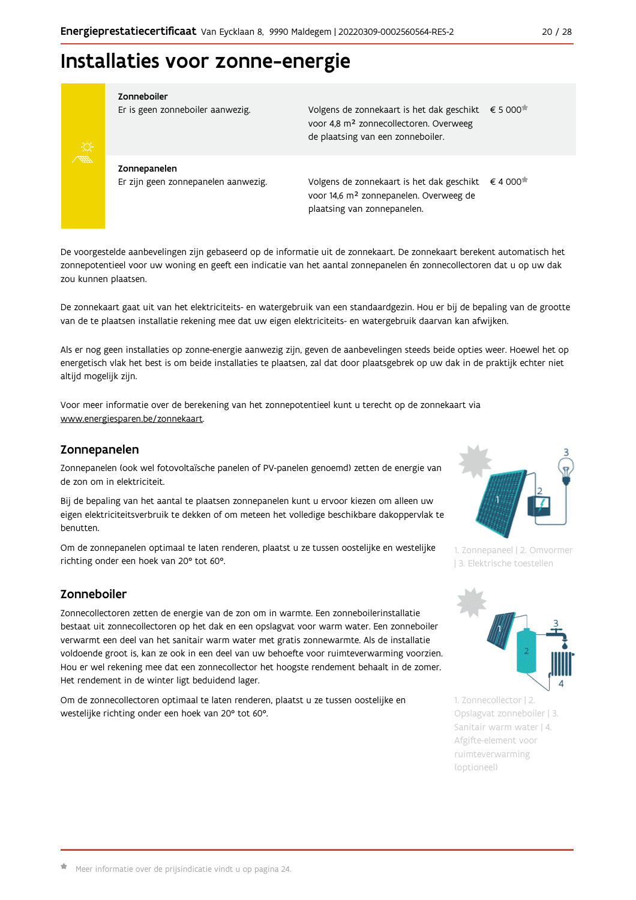# Installaties voor zonne-energie

| | | |
|---|---|---|
| **Zonneboiler**<br>Er is geen zonneboiler aanwezig. | Volgens de zonnekaart is het dak geschikt voor 4,8 m² zonnecollectoren. Overweeg de plaatsing van een zonneboiler. | € 5 000* |
| **Zonnepanelen**<br>Er zijn geen zonnepanelen aanwezig. | Volgens de zonnekaart is het dak geschikt voor 14,6 m² zonnepanelen. Overweeg de plaatsing van zonnepanelen. | € 4 000* |

De voorgestelde aanbevelingen zijn gebaseerd op de informatie uit de zonnekaart. De zonnekaart berekent automatisch het zonnepotentieel voor uw woning en geeft een indicatie van het aantal zonnepanelen én zonnecollectoren dat u op uw dak zou kunnen plaatsen.

De zonnekaart gaat uit van het elektriciteits- en watergebruik van een standaardgezin. Hou er bij de bepaling van de grootte van de te plaatsen installatie rekening mee dat uw eigen elektriciteits- en watergebruik daarvan kan afwijken.

Als er nog geen installaties op zonne-energie aanwezig zijn, geven de aanbevelingen steeds beide opties weer. Hoewel het op energetisch vlak het best is om beide installaties te plaatsen, zal dat door plaatsgebrek op uw dak in de praktijk echter niet altijd mogelijk zijn.

Voor meer informatie over de berekening van het zonnepotentieel kunt u terecht op de zonnekaart via www.energiesparen.be/zonnekaart.

## Zonnepanelen

Zonnepanelen (ook wel fotovoltaïsche panelen of PV-panelen genoemd) zetten de energie van de zon om in elektriciteit.

Bij de bepaling van het aantal te plaatsen zonnepanelen kunt u ervoor kiezen om alleen uw eigen elektriciteitsverbruik te dekken of om meteen het volledige beschikbare dakoppervlak te benutten.

Om de zonnepanelen optimaal te laten renderen, plaatst u ze tussen oostelijke en westelijke richting onder een hoek van 20° tot 60°.

1. Zonnepaneel | 2. Omvormer | 3. Elektrische toestellen

## Zonneboiler

Zonnecollectoren zetten de energie van de zon om in warmte. Een zonneboilerinstallatie bestaat uit zonnecollectoren op het dak en een opslagvat voor warm water. Een zonneboiler verwarmt een deel van het sanitair warm water met gratis zonnewarmte. Als de installatie voldoende groot is, kan ze ook in een deel van uw behoefte voor ruimteverwarming voorzien. Hou er wel rekening mee dat een zonnecollector het hoogste rendement behaalt in de zomer. Het rendement in de winter ligt beduidend lager.

Om de zonnecollectoren optimaal te laten renderen, plaatst u ze tussen oostelijke en westelijke richting onder een hoek van 20° tot 60°.

1. Zonnecollector | 2. Opslagvat zonneboiler | 3. Sanitair warm water | 4. Afgifte-element voor ruimteverwarming (optioneel)

* Meer informatie over de prijsindicatie vindt u op pagina 24.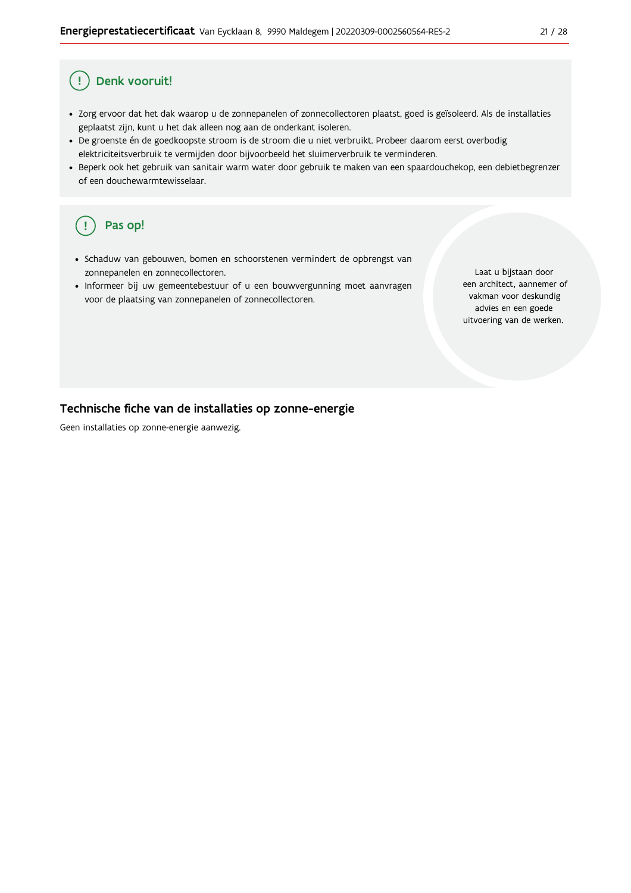## Denk vooruit!

- Zorg ervoor dat het dak waarop u de zonnepanelen of zonnecollectoren plaatst, goed is geïsoleerd. Als de installaties geplaatst zijn, kunt u het dak alleen nog aan de onderkant isoleren.
- De groenste én de goedkoopste stroom is de stroom die u niet verbruikt. Probeer daarom eerst overbodig elektriciteitsverbruik te vermijden door bijvoorbeeld het sluimerverbruik te verminderen.
- Beperk ook het gebruik van sanitair warm water door gebruik te maken van een spaardouchekop, een debietbegrenzer of een douchewarmtewisselaar.

## Pas op!

- Schaduw van gebouwen, bomen en schoorstenen vermindert de opbrengst van zonnepanelen en zonnecollectoren.
- Informeer bij uw gemeentebestuur of u een bouwvergunning moet aanvragen voor de plaatsing van zonnepanelen of zonnecollectoren.

Laat u bijstaan door een architect, aannemer of vakman voor deskundig advies en een goede uitvoering van de werken.

## Technische fiche van de installaties op zonne-energie

Geen installaties op zonne-energie aanwezig.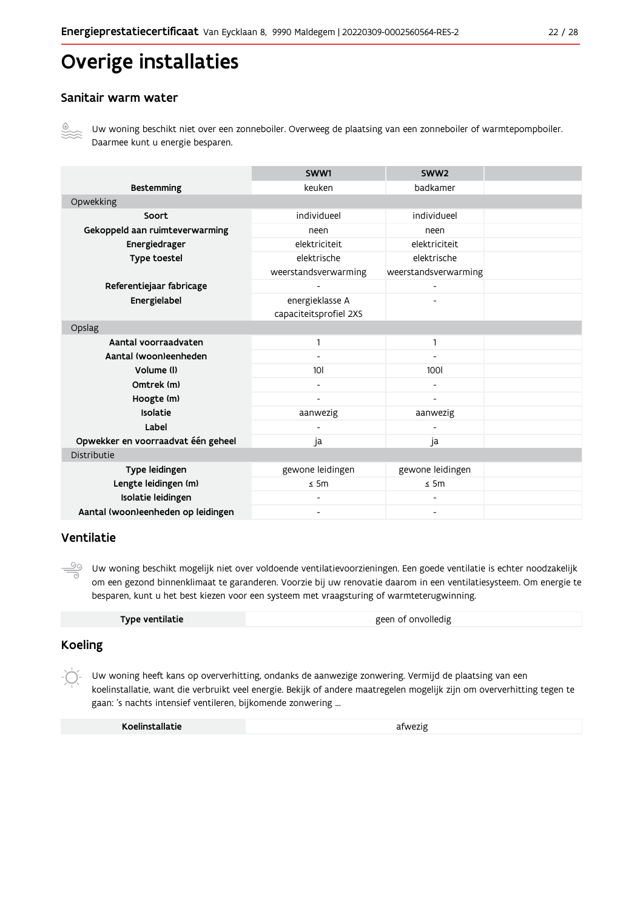# Overige installaties

## Sanitair warm water

Uw woning beschikt niet over een zonneboiler. Overweeg de plaatsing van een zonneboiler of warmtepompboiler. Daarmee kunt u energie besparen.

| | SWW1 | SWW2 | |
|---|---|---|---|
| **Bestemming** | keuken | badkamer | |
| Opwekking | | | |
| **Soort** | individueel | individueel | |
| **Gekoppeld aan ruimteverwarming** | neen | neen | |
| **Energiedrager** | elektriciteit | elektriciteit | |
| **Type toestel** | elektrische weerstandsverwarming | elektrische weerstandsverwarming | |
| **Referentiejaar fabricage** | - | - | |
| **Energielabel** | energieklasse A capaciteitsprofiel 2XS | - | |
| Opslag | | | |
| **Aantal voorraadvaten** | 1 | 1 | |
| **Aantal (woon)eenheden** | - | - | |
| **Volume (l)** | 10l | 100l | |
| **Omtrek (m)** | - | - | |
| **Hoogte (m)** | - | - | |
| **Isolatie** | aanwezig | aanwezig | |
| **Label** | - | - | |
| **Opwekker en voorraadvat één geheel** | ja | ja | |
| Distributie | | | |
| **Type leidingen** | gewone leidingen | gewone leidingen | |
| **Lengte leidingen (m)** | ≤ 5m | ≤ 5m | |
| **Isolatie leidingen** | - | - | |
| **Aantal (woon)eenheden op leidingen** | - | - | |

## Ventilatie

Uw woning beschikt mogelijk niet over voldoende ventilatievoorzieningen. Een goede ventilatie is echter noodzakelijk om een gezond binnenklimaat te garanderen. Voorzie bij uw renovatie daarom in een ventilatiesysteem. Om energie te besparen, kunt u het best kiezen voor een systeem met vraagsturing of warmteterugwinning.

| **Type ventilatie** | geen of onvolledig |
|---|---|

## Koeling

Uw woning heeft kans op oververhitting, ondanks de aanwezige zonwering. Vermijd de plaatsing van een koelinstallatie, want die verbruikt veel energie. Bekijk of andere maatregelen mogelijk zijn om oververhitting tegen te gaan: 's nachts intensief ventileren, bijkomende zonwering ...

| **Koelinstallatie** | afwezig |
|---|---|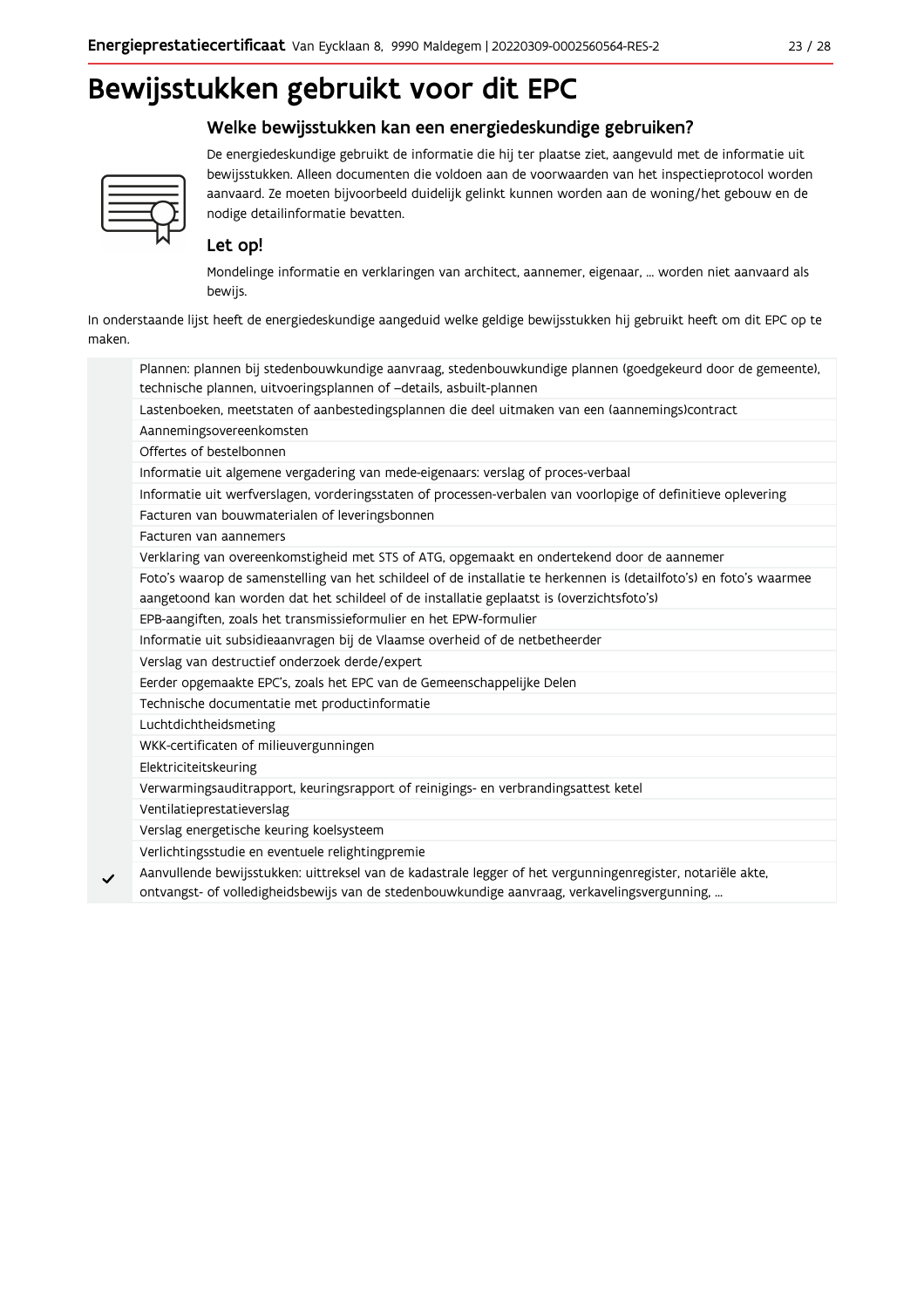# Bewijsstukken gebruikt voor dit EPC

## Welke bewijsstukken kan een energiedeskundige gebruiken?

De energiedeskundige gebruikt de informatie die hij ter plaatse ziet, aangevuld met de informatie uit bewijsstukken. Alleen documenten die voldoen aan de voorwaarden van het inspectieprotocol worden aanvaard. Ze moeten bijvoorbeeld duidelijk gelinkt kunnen worden aan de woning/het gebouw en de nodige detailinformatie bevatten.

### Let op!

Mondelinge informatie en verklaringen van architect, aannemer, eigenaar, … worden niet aanvaard als bewijs.

In onderstaande lijst heeft de energiedeskundige aangeduid welke geldige bewijsstukken hij gebruikt heeft om dit EPC op te maken.

| | |
|---|---|
| | Plannen: plannen bij stedenbouwkundige aanvraag, stedenbouwkundige plannen (goedgekeurd door de gemeente), technische plannen, uitvoeringsplannen of –details, asbuilt-plannen |
| | Lastenboeken, meetstaten of aanbestedingsplannen die deel uitmaken van een (aannemings)contract |
| | Aannemingsovereenkomsten |
| | Offertes of bestelbonnen |
| | Informatie uit algemene vergadering van mede-eigenaars: verslag of proces-verbaal |
| | Informatie uit werfverslagen, vorderingsstaten of processen-verbalen van voorlopige of definitieve oplevering |
| | Facturen van bouwmaterialen of leveringsbonnen |
| | Facturen van aannemers |
| | Verklaring van overeenkomstigheid met STS of ATG, opgemaakt en ondertekend door de aannemer |
| | Foto's waarop de samenstelling van het schildeel of de installatie te herkennen is (detailfoto's) en foto's waarmee aangetoond kan worden dat het schildeel of de installatie geplaatst is (overzichtsfoto's) |
| | EPB-aangiften, zoals het transmissieformulier en het EPW-formulier |
| | Informatie uit subsidieaanvragen bij de Vlaamse overheid of de netbetheerder |
| | Verslag van destructief onderzoek derde/expert |
| | Eerder opgemaakte EPC's, zoals het EPC van de Gemeenschappelijke Delen |
| | Technische documentatie met productinformatie |
| | Luchtdichtheidsmeting |
| | WKK-certificaten of milieuvergunningen |
| | Elektriciteitskeuring |
| | Verwarmingsauditrapport, keuringsrapport of reinigings- en verbrandingsattest ketel |
| | Ventilatieprestatieverslag |
| | Verslag energetische keuring koelsysteem |
| | Verlichtingsstudie en eventuele relightingpremie |
| ✓ | Aanvullende bewijsstukken: uittreksel van de kadastrale legger of het vergunningenregister, notariële akte, ontvangst- of volledigheidsbewijs van de stedenbouwkundige aanvraag, verkavelingsvergunning, … |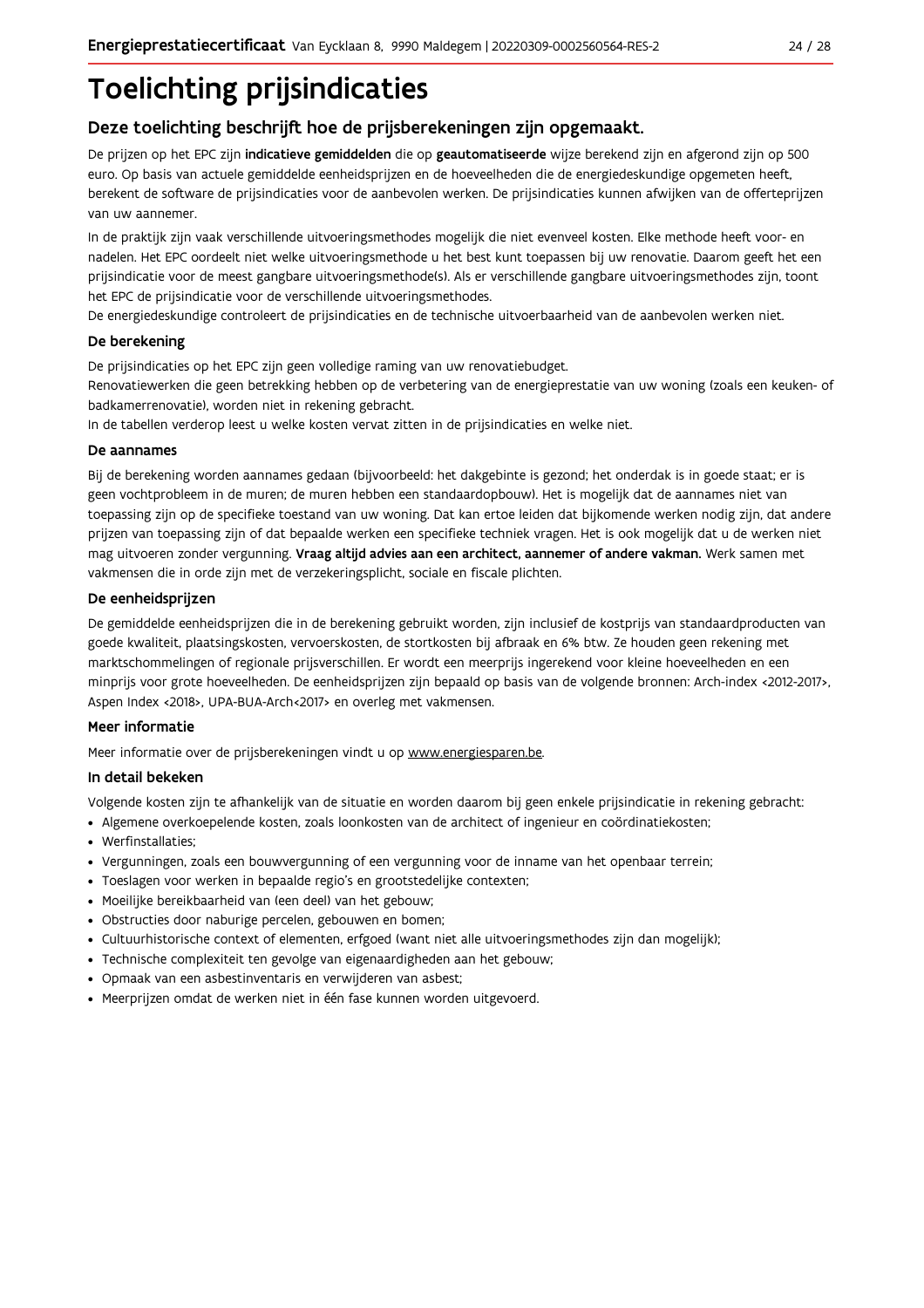# Toelichting prijsindicaties

## Deze toelichting beschrijft hoe de prijsberekeningen zijn opgemaakt.

De prijzen op het EPC zijn **indicatieve gemiddelden** die op **geautomatiseerde** wijze berekend zijn en afgerond zijn op 500 euro. Op basis van actuele gemiddelde eenheidsprijzen en de hoeveelheden die de energiedeskundige opgemeten heeft, berekent de software de prijsindicaties voor de aanbevolen werken. De prijsindicaties kunnen afwijken van de offerteprijzen van uw aannemer.

In de praktijk zijn vaak verschillende uitvoeringsmethodes mogelijk die niet evenveel kosten. Elke methode heeft voor- en nadelen. Het EPC oordeelt niet welke uitvoeringsmethode u het best kunt toepassen bij uw renovatie. Daarom geeft het een prijsindicatie voor de meest gangbare uitvoeringsmethode(s). Als er verschillende gangbare uitvoeringsmethodes zijn, toont het EPC de prijsindicatie voor de verschillende uitvoeringsmethodes.
De energiedeskundige controleert de prijsindicaties en de technische uitvoerbaarheid van de aanbevolen werken niet.

### De berekening

De prijsindicaties op het EPC zijn geen volledige raming van uw renovatiebudget.
Renovatiewerken die geen betrekking hebben op de verbetering van de energieprestatie van uw woning (zoals een keuken- of badkamerrenovatie), worden niet in rekening gebracht.
In de tabellen verderop leest u welke kosten vervat zitten in de prijsindicaties en welke niet.

### De aannames

Bij de berekening worden aannames gedaan (bijvoorbeeld: het dakgebinte is gezond; het onderdak is in goede staat; er is geen vochtprobleem in de muren; de muren hebben een standaardopbouw). Het is mogelijk dat de aannames niet van toepassing zijn op de specifieke toestand van uw woning. Dat kan ertoe leiden dat bijkomende werken nodig zijn, dat andere prijzen van toepassing zijn of dat bepaalde werken een specifieke techniek vragen. Het is ook mogelijk dat u de werken niet mag uitvoeren zonder vergunning. **Vraag altijd advies aan een architect, aannemer of andere vakman.** Werk samen met vakmensen die in orde zijn met de verzekeringsplicht, sociale en fiscale plichten.

### De eenheidsprijzen

De gemiddelde eenheidsprijzen die in de berekening gebruikt worden, zijn inclusief de kostprijs van standaardproducten van goede kwaliteit, plaatsingskosten, vervoerskosten, de stortkosten bij afbraak en 6% btw. Ze houden geen rekening met marktschommelingen of regionale prijsverschillen. Er wordt een meerprijs ingerekend voor kleine hoeveelheden en een minprijs voor grote hoeveelheden. De eenheidsprijzen zijn bepaald op basis van de volgende bronnen: Arch-index <2012-2017>, Aspen Index <2018>, UPA-BUA-Arch<2017> en overleg met vakmensen.

### Meer informatie

Meer informatie over de prijsberekeningen vindt u op www.energiesparen.be.

### In detail bekeken

Volgende kosten zijn te afhankelijk van de situatie en worden daarom bij geen enkele prijsindicatie in rekening gebracht:

- Algemene overkoepelende kosten, zoals loonkosten van de architect of ingenieur en coördinatiekosten;
- Werfinstallaties;
- Vergunningen, zoals een bouwvergunning of een vergunning voor de inname van het openbaar terrein;
- Toeslagen voor werken in bepaalde regio's en grootstedelijke contexten;
- Moeilijke bereikbaarheid van (een deel) van het gebouw;
- Obstructies door naburige percelen, gebouwen en bomen;
- Cultuurhistorische context of elementen, erfgoed (want niet alle uitvoeringsmethodes zijn dan mogelijk);
- Technische complexiteit ten gevolge van eigenaardigheden aan het gebouw;
- Opmaak van een asbestinventaris en verwijderen van asbest;
- Meerprijzen omdat de werken niet in één fase kunnen worden uitgevoerd.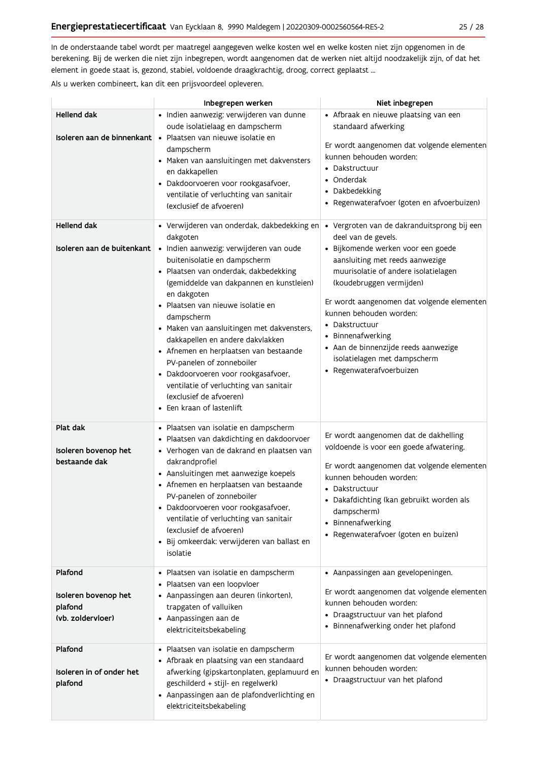In de onderstaande tabel wordt per maatregel aangegeven welke kosten wel en welke kosten niet zijn opgenomen in de berekening. Bij de werken die niet zijn inbegrepen, wordt aangenomen dat de werken niet altijd noodzakelijk zijn, of dat het element in goede staat is, gezond, stabiel, voldoende draagkrachtig, droog, correct geplaatst ...

Als u werken combineert, kan dit een prijsvoordeel opleveren.

| | Inbegrepen werken | Niet inbegrepen |
|---|---|---|
| **Hellend dak**<br><br>**Isoleren aan de binnenkant** | • Indien aanwezig: verwijderen van dunne oude isolatielaag en dampscherm<br>• Plaatsen van nieuwe isolatie en dampscherm<br>• Maken van aansluitingen met dakvensters en dakkapellen<br>• Dakdoorvoeren voor rookgasafvoer, ventilatie of verluchting van sanitair (exclusief de afvoeren) | • Afbraak en nieuwe plaatsing van een standaard afwerking<br><br>Er wordt aangenomen dat volgende elementen kunnen behouden worden:<br>• Dakstructuur<br>• Onderdak<br>• Dakbedekking<br>• Regenwaterafvoer (goten en afvoerbuizen) |
| **Hellend dak**<br><br>**Isoleren aan de buitenkant** | • Verwijderen van onderdak, dakbedekking en dakgoten<br>• Indien aanwezig: verwijderen van oude buitenisolatie en dampscherm<br>• Plaatsen van onderdak, dakbedekking (gemiddelde van dakpannen en kunstleien) en dakgoten<br>• Plaatsen van nieuwe isolatie en dampscherm<br>• Maken van aansluitingen met dakvensters, dakkapellen en andere dakvlakken<br>• Afnemen en herplaatsen van bestaande PV-panelen of zonneboiler<br>• Dakdoorvoeren voor rookgasafvoer, ventilatie of verluchting van sanitair (exclusief de afvoeren)<br>• Een kraan of lastenlift | • Vergroten van de dakranduitsprong bij een deel van de gevels.<br>• Bijkomende werken voor een goede aansluiting met reeds aanwezige muurisolatie of andere isolatielagen (koudebruggen vermijden)<br><br>Er wordt aangenomen dat volgende elementen kunnen behouden worden:<br>• Dakstructuur<br>• Binnenafwerking<br>• Aan de binnenzijde reeds aanwezige isolatielagen met dampscherm<br>• Regenwaterafvoerbuizen |
| **Plat dak**<br><br>**Isoleren bovenop het bestaande dak** | • Plaatsen van isolatie en dampscherm<br>• Plaatsen van dakdichting en dakdoorvoer<br>• Verhogen van de dakrand en plaatsen van dakrandprofiel<br>• Aansluitingen met aanwezige koepels<br>• Afnemen en herplaatsen van bestaande PV-panelen of zonneboiler<br>• Dakdoorvoeren voor rookgasafvoer, ventilatie of verluchting van sanitair (exclusief de afvoeren)<br>• Bij omkeerdak: verwijderen van ballast en isolatie | Er wordt aangenomen dat de dakhelling voldoende is voor een goede afwatering.<br><br>Er wordt aangenomen dat volgende elementen kunnen behouden worden:<br>• Dakstructuur<br>• Dakafdichting (kan gebruikt worden als dampscherm)<br>• Binnenafwerking<br>• Regenwaterafvoer (goten en buizen) |
| **Plafond**<br><br>**Isoleren bovenop het plafond (vb. zoldervloer)** | • Plaatsen van isolatie en dampscherm<br>• Plaatsen van een loopvloer<br>• Aanpassingen aan deuren (inkorten), trapgaten of valluiken<br>• Aanpassingen aan de elektriciteitsbekabeling | • Aanpassingen aan gevelopeningen.<br><br>Er wordt aangenomen dat volgende elementen kunnen behouden worden:<br>• Draagstructuur van het plafond<br>• Binnenafwerking onder het plafond |
| **Plafond**<br><br>**Isoleren in of onder het plafond** | • Plaatsen van isolatie en dampscherm<br>• Afbraak en plaatsing van een standaard afwerking (gipskartonplaten, geplamuurd en geschilderd + stijl- en regelwerk)<br>• Aanpassingen aan de plafondverlichting en elektriciteitsbekabeling | Er wordt aangenomen dat volgende elementen kunnen behouden worden:<br>• Draagstructuur van het plafond |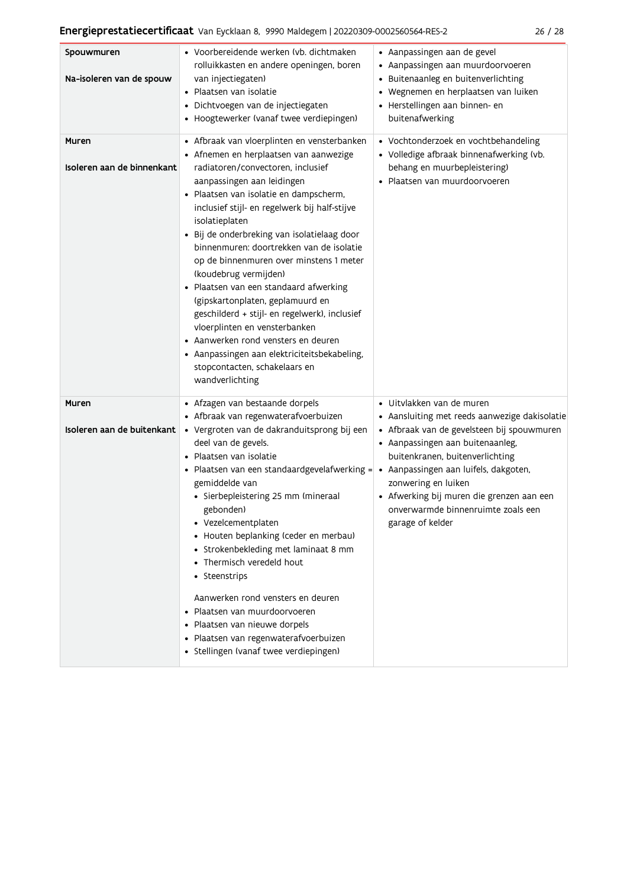| | | |
|---|---|---|
| **Spouwmuren**<br><br>**Na-isoleren van de spouw** | • Voorbereidende werken (vb. dichtmaken rolluikkasten en andere openingen, boren van injectiegaten)<br>• Plaatsen van isolatie<br>• Dichtvoegen van de injectiegaten<br>• Hoogtewerker (vanaf twee verdiepingen) | • Aanpassingen aan de gevel<br>• Aanpassingen aan muurdoorvoeren<br>• Buitenaanleg en buitenverlichting<br>• Wegnemen en herplaatsen van luiken<br>• Herstellingen aan binnen- en buitenafwerking |
| **Muren**<br><br>**Isoleren aan de binnenkant** | • Afbraak van vloerplinten en vensterbanken<br>• Afnemen en herplaatsen van aanwezige radiatoren/convectoren, inclusief aanpassingen aan leidingen<br>• Plaatsen van isolatie en dampscherm, inclusief stijl- en regelwerk bij half-stijve isolatieplaten<br>• Bij de onderbreking van isolatielaag door binnenmuren: doortrekken van de isolatie op de binnenmuren over minstens 1 meter (koudebrug vermijden)<br>• Plaatsen van een standaard afwerking (gipskartonplaten, geplamuurd en geschilderd + stijl- en regelwerk), inclusief vloerplinten en vensterbanken<br>• Aanwerken rond vensters en deuren<br>• Aanpassingen aan elektriciteitsbekabeling, stopcontacten, schakelaars en wandverlichting | • Vochtonderzoek en vochtbehandeling<br>• Volledige afbraak binnenafwerking (vb. behang en muurbepleistering)<br>• Plaatsen van muurdoorvoeren |
| **Muren**<br><br>**Isoleren aan de buitenkant** | • Afzagen van bestaande dorpels<br>• Afbraak van regenwaterafvoerbuizen<br>• Vergroten van de dakranduitsprong bij een deel van de gevels.<br>• Plaatsen van isolatie<br>• Plaatsen van een standaardgevelafwerking = gemiddelde van<br>&nbsp;&nbsp;• Sierbepleistering 25 mm (mineraal gebonden)<br>&nbsp;&nbsp;• Vezelcementplaten<br>&nbsp;&nbsp;• Houten beplanking (ceder en merbau)<br>&nbsp;&nbsp;• Strokenbekleding met laminaat 8 mm<br>&nbsp;&nbsp;• Thermisch veredeld hout<br>&nbsp;&nbsp;• Steenstrips<br><br>Aanwerken rond vensters en deuren<br>• Plaatsen van muurdoorvoeren<br>• Plaatsen van nieuwe dorpels<br>• Plaatsen van regenwaterafvoerbuizen<br>• Stellingen (vanaf twee verdiepingen) | • Uitvlakken van de muren<br>• Aansluiting met reeds aanwezige dakisolatie<br>• Afbraak van de gevelsteen bij spouwmuren<br>• Aanpassingen aan buitenaanleg, buitenkranen, buitenverlichting<br>• Aanpassingen aan luifels, dakgoten, zonwering en luiken<br>• Afwerking bij muren die grenzen aan een onverwarmde binnenruimte zoals een garage of kelder |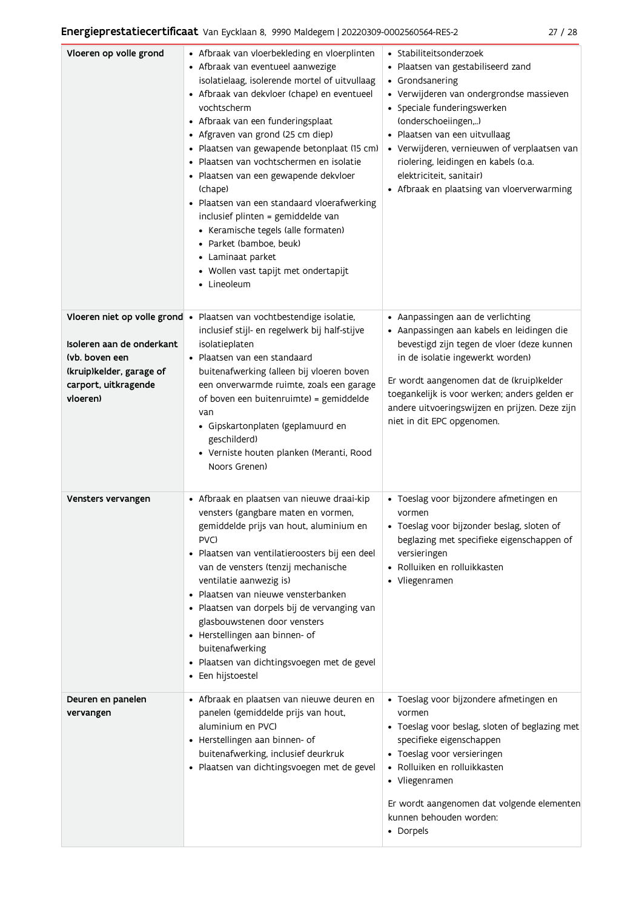| | | |
|---|---|---|
| **Vloeren op volle grond** | • Afbraak van vloerbekleding en vloerplinten<br>• Afbraak van eventueel aanwezige isolatielaag, isolerende mortel of uitvullaag<br>• Afbraak van dekvloer (chape) en eventueel vochtscherm<br>• Afbraak van een funderingsplaat<br>• Afgraven van grond (25 cm diep)<br>• Plaatsen van gewapende betonplaat (15 cm)<br>• Plaatsen van vochtschermen en isolatie<br>• Plaatsen van een gewapende dekvloer (chape)<br>• Plaatsen van een standaard vloerafwerking inclusief plinten = gemiddelde van<br>&nbsp;&nbsp;• Keramische tegels (alle formaten)<br>&nbsp;&nbsp;• Parket (bamboe, beuk)<br>&nbsp;&nbsp;• Laminaat parket<br>&nbsp;&nbsp;• Wollen vast tapijt met ondertapijt<br>&nbsp;&nbsp;• Lineoleum | • Stabiliteitsonderzoek<br>• Plaatsen van gestabiliseerd zand<br>• Grondsanering<br>• Verwijderen van ondergrondse massieven<br>• Speciale funderingswerken (onderschoeiingen,...)<br>• Plaatsen van een uitvullaag<br>• Verwijderen, vernieuwen of verplaatsen van riolering, leidingen en kabels (o.a. elektriciteit, sanitair)<br>• Afbraak en plaatsing van vloerverwarming |
| **Vloeren niet op volle grond**<br><br>**Isoleren aan de onderkant (vb. boven een (kruip)kelder, garage of carport, uitkragende vloeren)** | • Plaatsen van vochtbestendige isolatie, inclusief stijl- en regelwerk bij half-stijve isolatieplaten<br>• Plaatsen van een standaard buitenafwerking (alleen bij vloeren boven een onverwarmde ruimte, zoals een garage of boven een buitenruimte) = gemiddelde van<br>&nbsp;&nbsp;• Gipskartonplaten (geplamuurd en geschilderd)<br>&nbsp;&nbsp;• Verniste houten planken (Meranti, Rood Noors Grenen) | • Aanpassingen aan de verlichting<br>• Aanpassingen aan kabels en leidingen die bevestigd zijn tegen de vloer (deze kunnen in de isolatie ingewerkt worden)<br><br>Er wordt aangenomen dat de (kruip)kelder toegankelijk is voor werken; anders gelden er andere uitvoeringswijzen en prijzen. Deze zijn niet in dit EPC opgenomen. |
| **Vensters vervangen** | • Afbraak en plaatsen van nieuwe draai-kip vensters (gangbare maten en vormen, gemiddelde prijs van hout, aluminium en PVC)<br>• Plaatsen van ventilatieroosters bij een deel van de vensters (tenzij mechanische ventilatie aanwezig is)<br>• Plaatsen van nieuwe vensterbanken<br>• Plaatsen van dorpels bij de vervanging van glasbouwstenen door vensters<br>• Herstellingen aan binnen- of buitenafwerking<br>• Plaatsen van dichtingsvoegen met de gevel<br>• Een hijstoestel | • Toeslag voor bijzondere afmetingen en vormen<br>• Toeslag voor bijzonder beslag, sloten of beglazing met specifieke eigenschappen of versieringen<br>• Rolluiken en rolluikkasten<br>• Vliegenramen |
| **Deuren en panelen vervangen** | • Afbraak en plaatsen van nieuwe deuren en panelen (gemiddelde prijs van hout, aluminium en PVC)<br>• Herstellingen aan binnen- of buitenafwerking, inclusief deurkruk<br>• Plaatsen van dichtingsvoegen met de gevel | • Toeslag voor bijzondere afmetingen en vormen<br>• Toeslag voor beslag, sloten of beglazing met specifieke eigenschappen<br>• Toeslag voor versieringen<br>• Rolluiken en rolluikkasten<br>• Vliegenramen<br><br>Er wordt aangenomen dat volgende elementen kunnen behouden worden:<br>• Dorpels |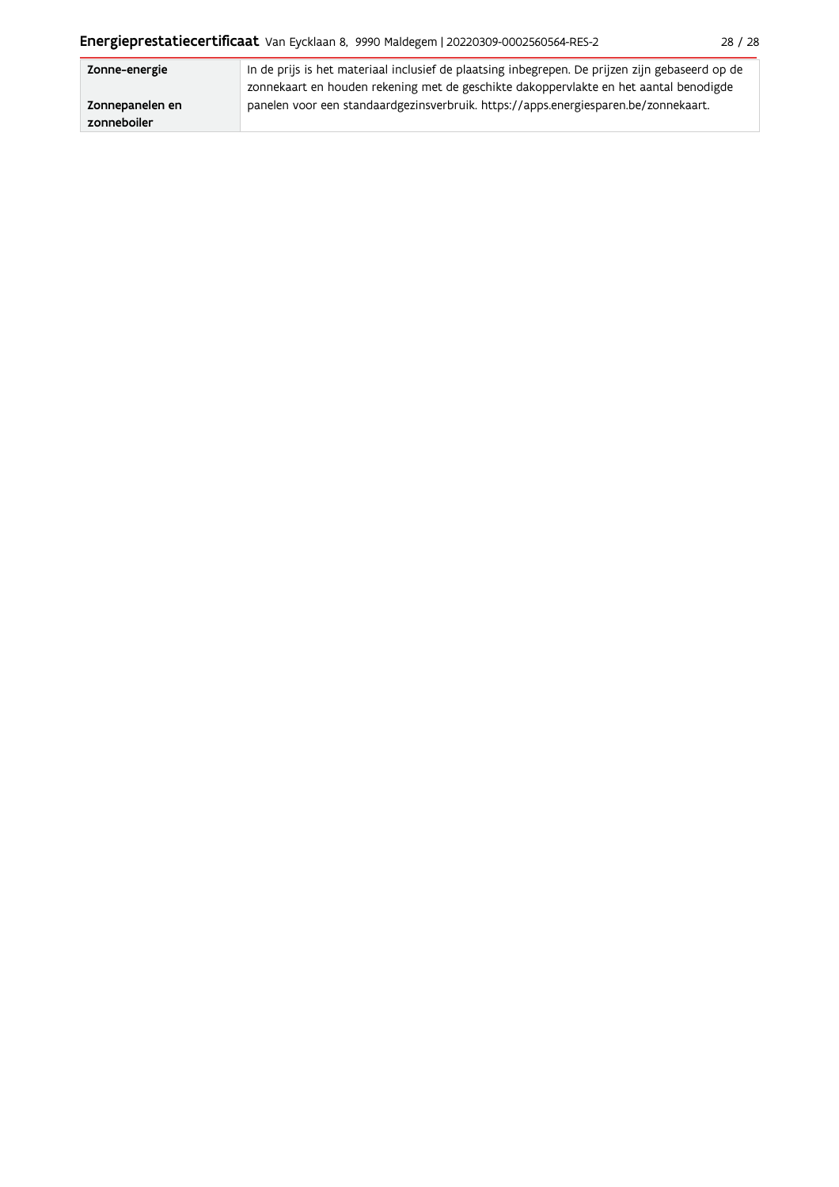| | |
|---|---|
| **Zonne-energie**<br><br>**Zonnepanelen en zonneboiler** | In de prijs is het materiaal inclusief de plaatsing inbegrepen. De prijzen zijn gebaseerd op de zonnekaart en houden rekening met de geschikte dakoppervlakte en het aantal benodigde panelen voor een standaardgezinsverbruik. https://apps.energiesparen.be/zonnekaart. |